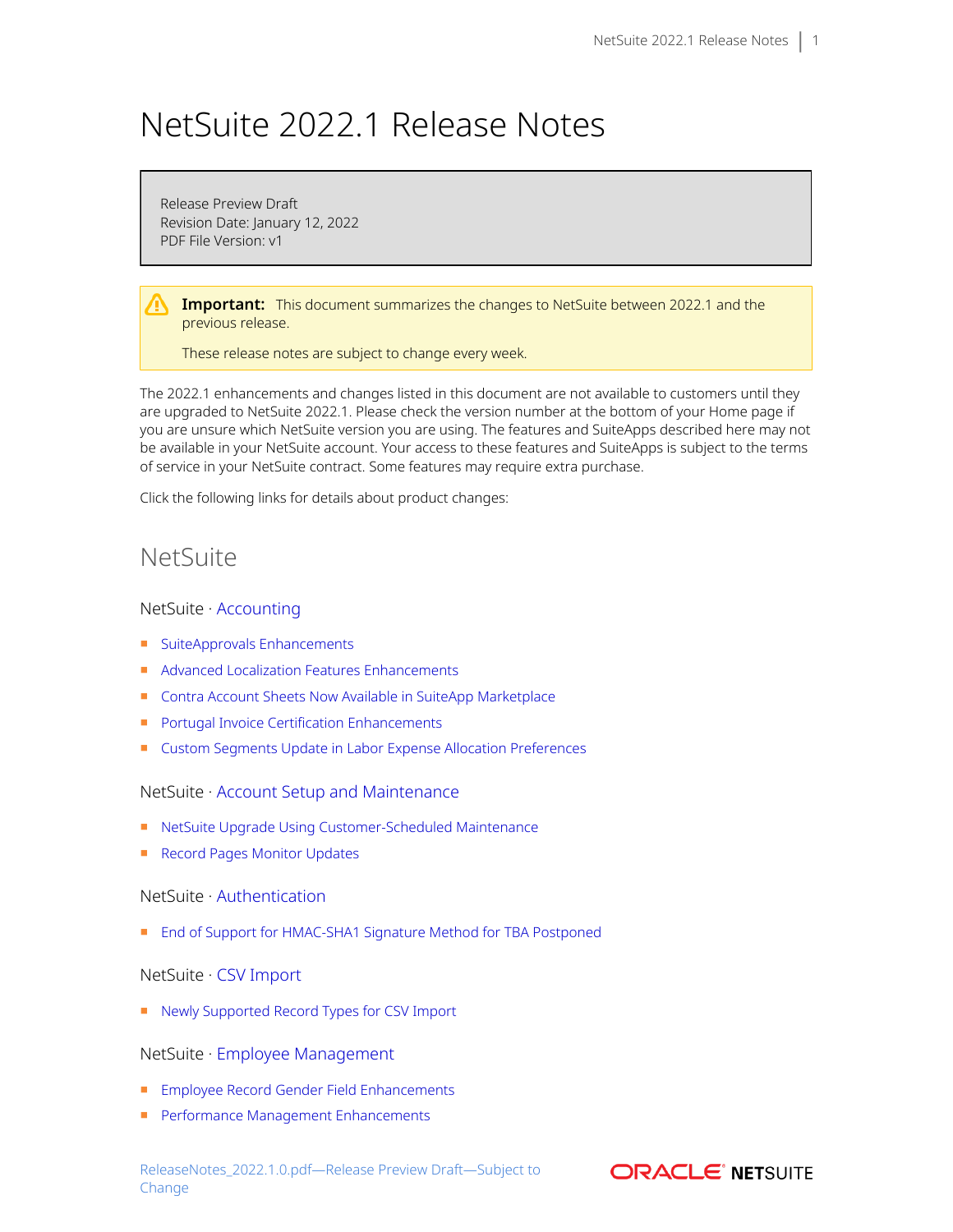# NetSuite 2022.1 Release Notes

Release Preview Draft
Revision Date: January 12, 2022
PDF File Version: v1

> **Important:** This document summarizes the changes to NetSuite between 2022.1 and the previous release.
>
> These release notes are subject to change every week.

The 2022.1 enhancements and changes listed in this document are not available to customers until they are upgraded to NetSuite 2022.1. Please check the version number at the bottom of your Home page if you are unsure which NetSuite version you are using. The features and SuiteApps described here may not be available in your NetSuite account. Your access to these features and SuiteApps is subject to the terms of service in your NetSuite contract. Some features may require extra purchase.

Click the following links for details about product changes:

## NetSuite

### NetSuite · Accounting

- SuiteApprovals Enhancements
- Advanced Localization Features Enhancements
- Contra Account Sheets Now Available in SuiteApp Marketplace
- Portugal Invoice Certification Enhancements
- Custom Segments Update in Labor Expense Allocation Preferences

### NetSuite · Account Setup and Maintenance

- NetSuite Upgrade Using Customer-Scheduled Maintenance
- Record Pages Monitor Updates

### NetSuite · Authentication

- End of Support for HMAC-SHA1 Signature Method for TBA Postponed

### NetSuite · CSV Import

- Newly Supported Record Types for CSV Import

### NetSuite · Employee Management

- Employee Record Gender Field Enhancements
- Performance Management Enhancements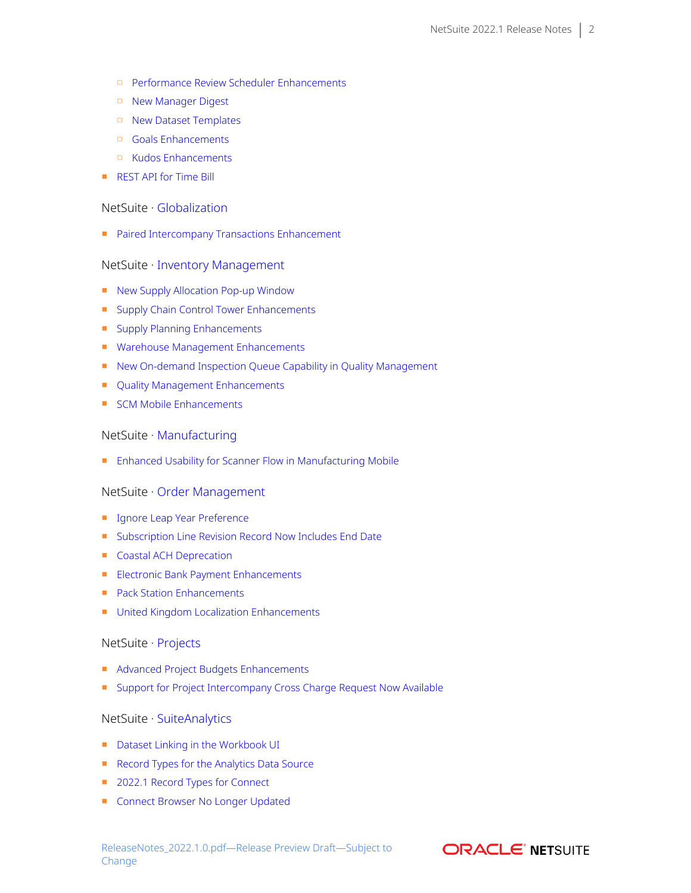- Performance Review Scheduler Enhancements
    - New Manager Digest
    - New Dataset Templates
    - Goals Enhancements
    - Kudos Enhancements
- REST API for Time Bill

NetSuite · Globalization

- Paired Intercompany Transactions Enhancement

NetSuite · Inventory Management

- New Supply Allocation Pop-up Window
- Supply Chain Control Tower Enhancements
- Supply Planning Enhancements
- Warehouse Management Enhancements
- New On-demand Inspection Queue Capability in Quality Management
- Quality Management Enhancements
- SCM Mobile Enhancements

NetSuite · Manufacturing

- Enhanced Usability for Scanner Flow in Manufacturing Mobile

NetSuite · Order Management

- Ignore Leap Year Preference
- Subscription Line Revision Record Now Includes End Date
- Coastal ACH Deprecation
- Electronic Bank Payment Enhancements
- Pack Station Enhancements
- United Kingdom Localization Enhancements

NetSuite · Projects

- Advanced Project Budgets Enhancements
- Support for Project Intercompany Cross Charge Request Now Available

NetSuite · SuiteAnalytics

- Dataset Linking in the Workbook UI
- Record Types for the Analytics Data Source
- 2022.1 Record Types for Connect
- Connect Browser No Longer Updated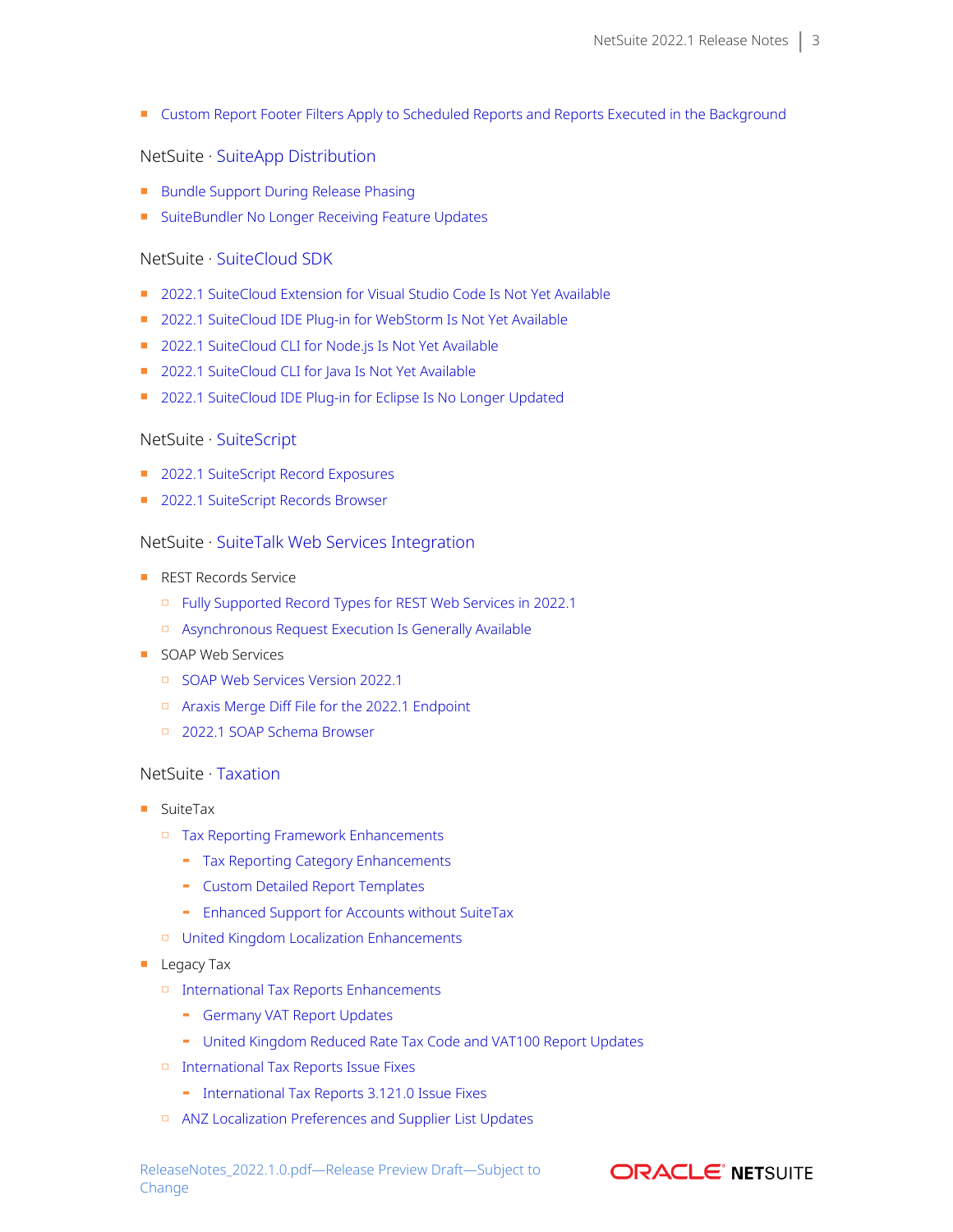- Custom Report Footer Filters Apply to Scheduled Reports and Reports Executed in the Background

NetSuite · SuiteApp Distribution

- Bundle Support During Release Phasing
- SuiteBundler No Longer Receiving Feature Updates

NetSuite · SuiteCloud SDK

- 2022.1 SuiteCloud Extension for Visual Studio Code Is Not Yet Available
- 2022.1 SuiteCloud IDE Plug-in for WebStorm Is Not Yet Available
- 2022.1 SuiteCloud CLI for Node.js Is Not Yet Available
- 2022.1 SuiteCloud CLI for Java Is Not Yet Available
- 2022.1 SuiteCloud IDE Plug-in for Eclipse Is No Longer Updated

NetSuite · SuiteScript

- 2022.1 SuiteScript Record Exposures
- 2022.1 SuiteScript Records Browser

NetSuite · SuiteTalk Web Services Integration

- REST Records Service
  - Fully Supported Record Types for REST Web Services in 2022.1
  - Asynchronous Request Execution Is Generally Available
- SOAP Web Services
  - SOAP Web Services Version 2022.1
  - Araxis Merge Diff File for the 2022.1 Endpoint
  - 2022.1 SOAP Schema Browser

NetSuite · Taxation

- SuiteTax
  - Tax Reporting Framework Enhancements
    - Tax Reporting Category Enhancements
    - Custom Detailed Report Templates
    - Enhanced Support for Accounts without SuiteTax
  - United Kingdom Localization Enhancements
- Legacy Tax
  - International Tax Reports Enhancements
    - Germany VAT Report Updates
    - United Kingdom Reduced Rate Tax Code and VAT100 Report Updates
  - International Tax Reports Issue Fixes
    - International Tax Reports 3.121.0 Issue Fixes
  - ANZ Localization Preferences and Supplier List Updates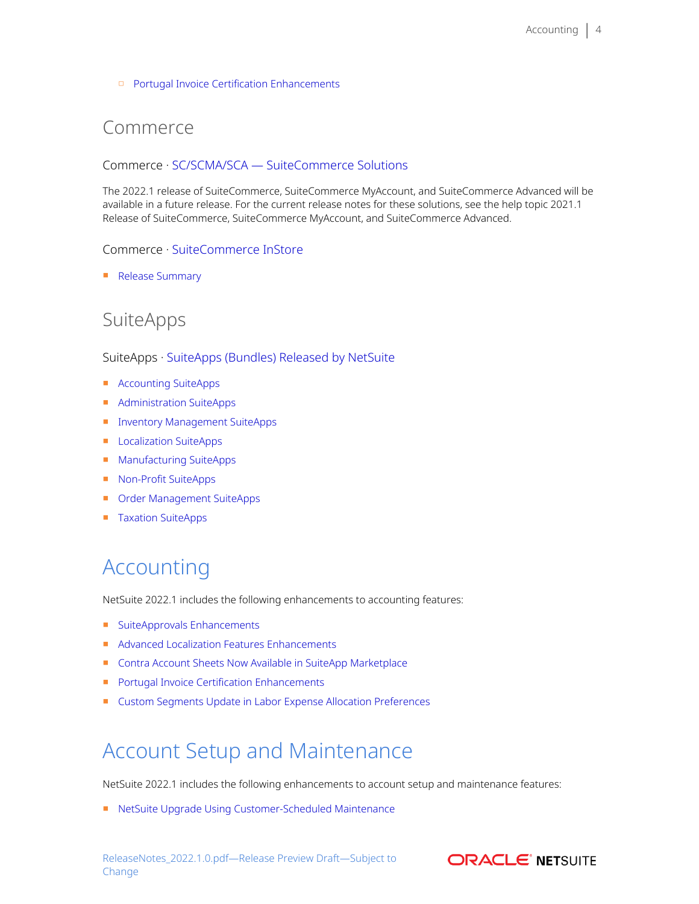- Portugal Invoice Certification Enhancements

## Commerce

### Commerce · SC/SCMA/SCA — SuiteCommerce Solutions

The 2022.1 release of SuiteCommerce, SuiteCommerce MyAccount, and SuiteCommerce Advanced will be available in a future release. For the current release notes for these solutions, see the help topic 2021.1 Release of SuiteCommerce, SuiteCommerce MyAccount, and SuiteCommerce Advanced.

### Commerce · SuiteCommerce InStore

- Release Summary

## SuiteApps

### SuiteApps · SuiteApps (Bundles) Released by NetSuite

- Accounting SuiteApps
- Administration SuiteApps
- Inventory Management SuiteApps
- Localization SuiteApps
- Manufacturing SuiteApps
- Non-Profit SuiteApps
- Order Management SuiteApps
- Taxation SuiteApps

# Accounting

NetSuite 2022.1 includes the following enhancements to accounting features:

- SuiteApprovals Enhancements
- Advanced Localization Features Enhancements
- Contra Account Sheets Now Available in SuiteApp Marketplace
- Portugal Invoice Certification Enhancements
- Custom Segments Update in Labor Expense Allocation Preferences

# Account Setup and Maintenance

NetSuite 2022.1 includes the following enhancements to account setup and maintenance features:

- NetSuite Upgrade Using Customer-Scheduled Maintenance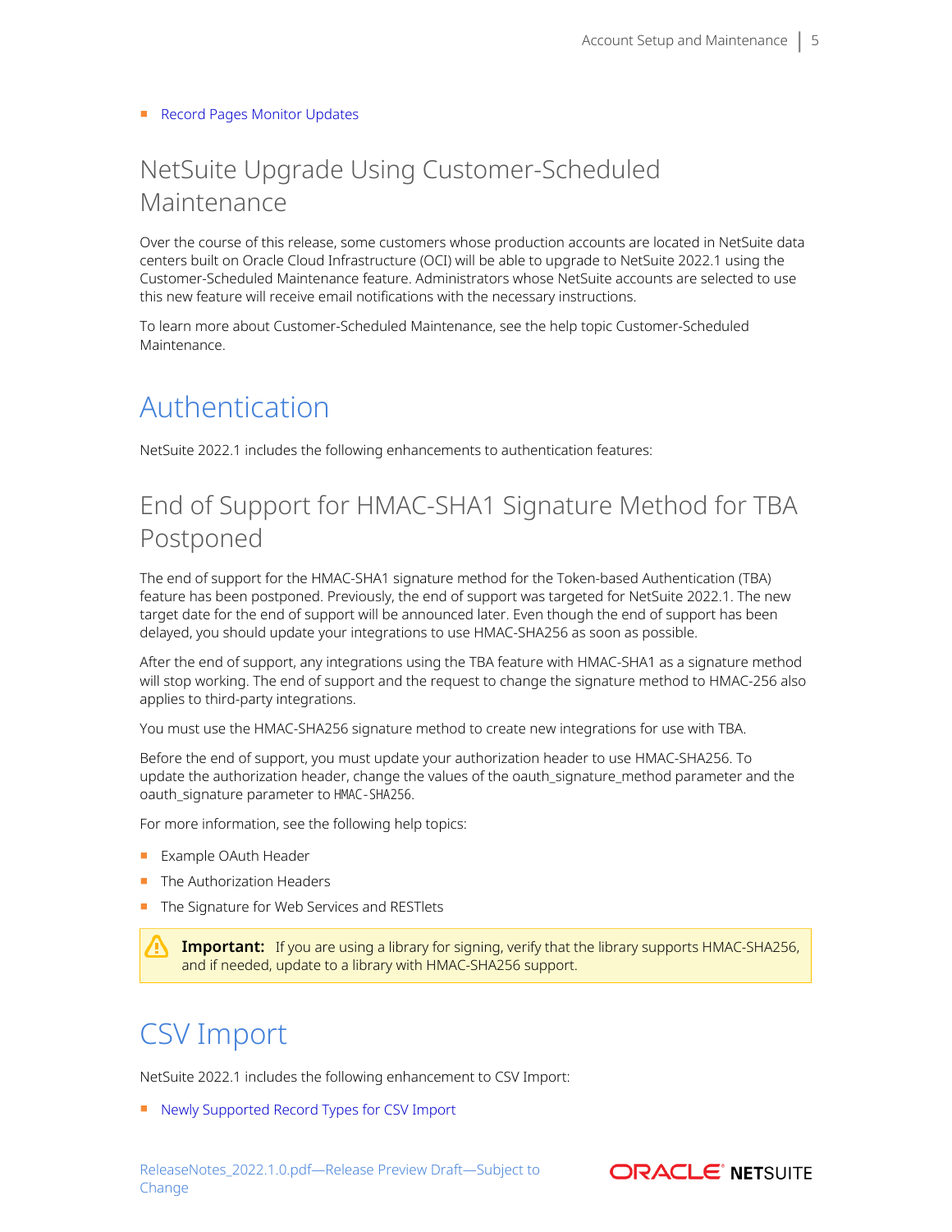- Record Pages Monitor Updates

## NetSuite Upgrade Using Customer-Scheduled Maintenance

Over the course of this release, some customers whose production accounts are located in NetSuite data centers built on Oracle Cloud Infrastructure (OCI) will be able to upgrade to NetSuite 2022.1 using the Customer-Scheduled Maintenance feature. Administrators whose NetSuite accounts are selected to use this new feature will receive email notifications with the necessary instructions.

To learn more about Customer-Scheduled Maintenance, see the help topic Customer-Scheduled Maintenance.

# Authentication

NetSuite 2022.1 includes the following enhancements to authentication features:

## End of Support for HMAC-SHA1 Signature Method for TBA Postponed

The end of support for the HMAC-SHA1 signature method for the Token-based Authentication (TBA) feature has been postponed. Previously, the end of support was targeted for NetSuite 2022.1. The new target date for the end of support will be announced later. Even though the end of support has been delayed, you should update your integrations to use HMAC-SHA256 as soon as possible.

After the end of support, any integrations using the TBA feature with HMAC-SHA1 as a signature method will stop working. The end of support and the request to change the signature method to HMAC-256 also applies to third-party integrations.

You must use the HMAC-SHA256 signature method to create new integrations for use with TBA.

Before the end of support, you must update your authorization header to use HMAC-SHA256. To update the authorization header, change the values of the oauth_signature_method parameter and the oauth_signature parameter to `HMAC-SHA256`.

For more information, see the following help topics:

- Example OAuth Header
- The Authorization Headers
- The Signature for Web Services and RESTlets

> **Important:** If you are using a library for signing, verify that the library supports HMAC-SHA256, and if needed, update to a library with HMAC-SHA256 support.

# CSV Import

NetSuite 2022.1 includes the following enhancement to CSV Import:

- Newly Supported Record Types for CSV Import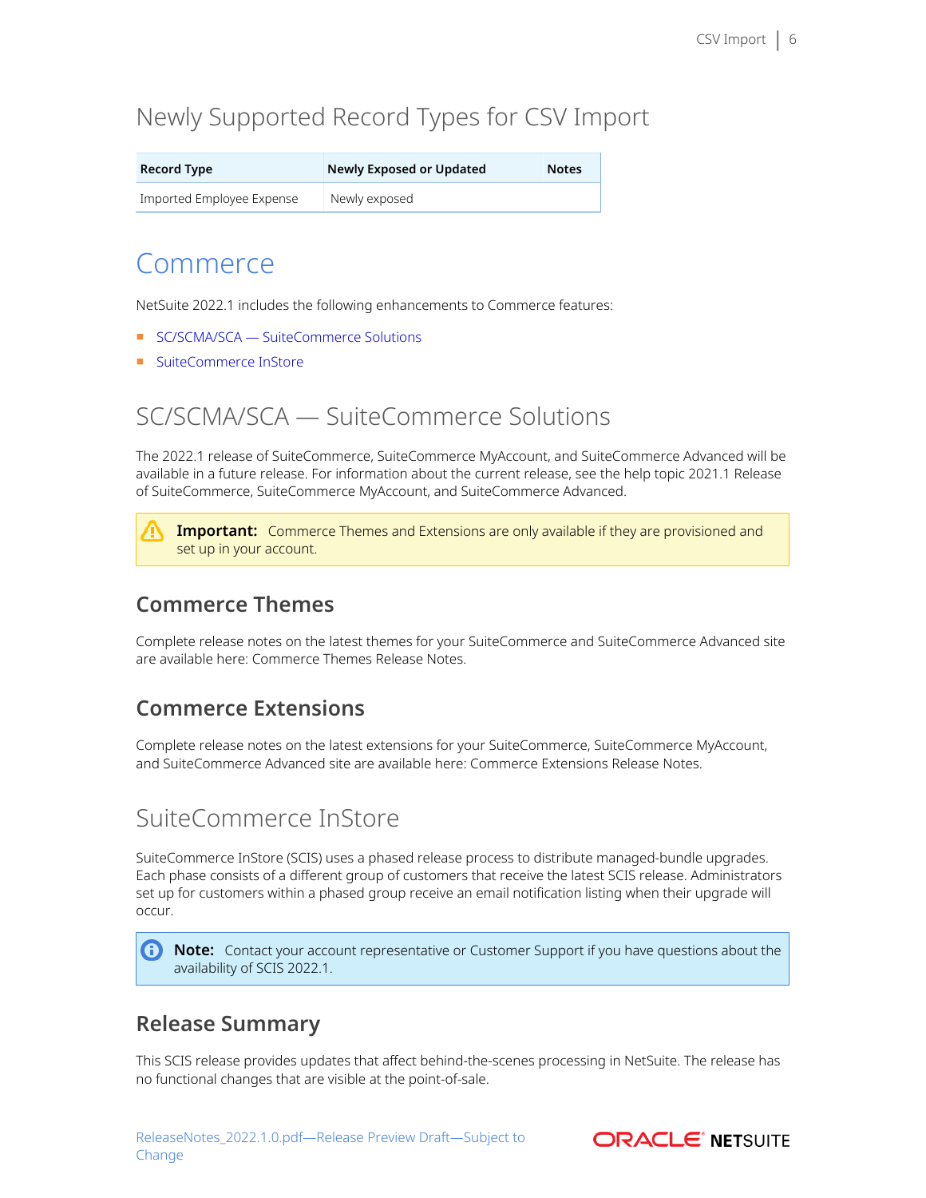## Newly Supported Record Types for CSV Import

| Record Type | Newly Exposed or Updated | Notes |
| --- | --- | --- |
| Imported Employee Expense | Newly exposed | |

# Commerce

NetSuite 2022.1 includes the following enhancements to Commerce features:

- SC/SCMA/SCA — SuiteCommerce Solutions
- SuiteCommerce InStore

## SC/SCMA/SCA — SuiteCommerce Solutions

The 2022.1 release of SuiteCommerce, SuiteCommerce MyAccount, and SuiteCommerce Advanced will be available in a future release. For information about the current release, see the help topic 2021.1 Release of SuiteCommerce, SuiteCommerce MyAccount, and SuiteCommerce Advanced.

> **Important:** Commerce Themes and Extensions are only available if they are provisioned and set up in your account.

### Commerce Themes

Complete release notes on the latest themes for your SuiteCommerce and SuiteCommerce Advanced site are available here: Commerce Themes Release Notes.

### Commerce Extensions

Complete release notes on the latest extensions for your SuiteCommerce, SuiteCommerce MyAccount, and SuiteCommerce Advanced site are available here: Commerce Extensions Release Notes.

## SuiteCommerce InStore

SuiteCommerce InStore (SCIS) uses a phased release process to distribute managed-bundle upgrades. Each phase consists of a different group of customers that receive the latest SCIS release. Administrators set up for customers within a phased group receive an email notification listing when their upgrade will occur.

> **Note:** Contact your account representative or Customer Support if you have questions about the availability of SCIS 2022.1.

### Release Summary

This SCIS release provides updates that affect behind-the-scenes processing in NetSuite. The release has no functional changes that are visible at the point-of-sale.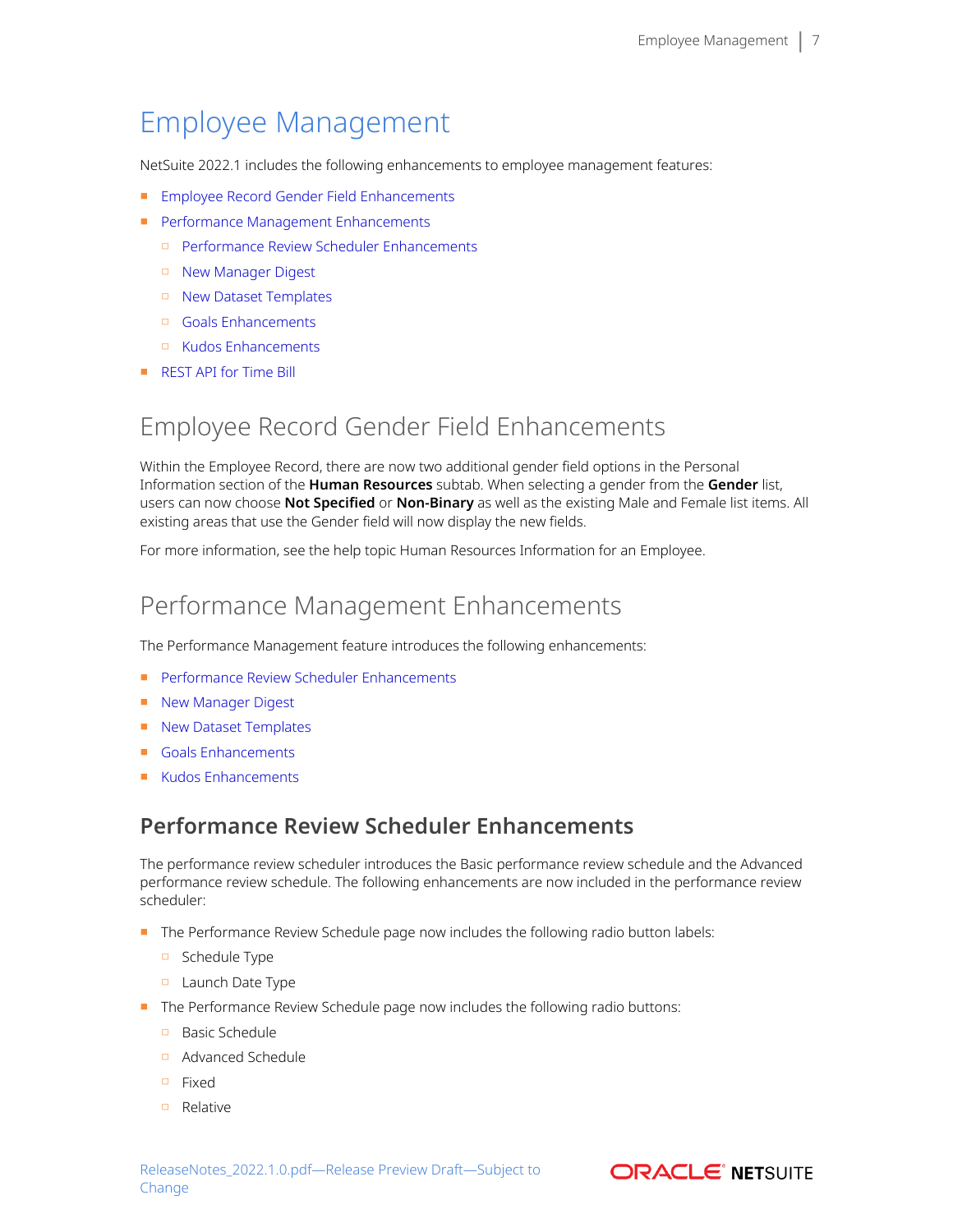# Employee Management

NetSuite 2022.1 includes the following enhancements to employee management features:

- Employee Record Gender Field Enhancements
- Performance Management Enhancements
    - Performance Review Scheduler Enhancements
    - New Manager Digest
    - New Dataset Templates
    - Goals Enhancements
    - Kudos Enhancements
- REST API for Time Bill

## Employee Record Gender Field Enhancements

Within the Employee Record, there are now two additional gender field options in the Personal Information section of the **Human Resources** subtab. When selecting a gender from the **Gender** list, users can now choose **Not Specified** or **Non-Binary** as well as the existing Male and Female list items. All existing areas that use the Gender field will now display the new fields.

For more information, see the help topic Human Resources Information for an Employee.

## Performance Management Enhancements

The Performance Management feature introduces the following enhancements:

- Performance Review Scheduler Enhancements
- New Manager Digest
- New Dataset Templates
- Goals Enhancements
- Kudos Enhancements

### Performance Review Scheduler Enhancements

The performance review scheduler introduces the Basic performance review schedule and the Advanced performance review schedule. The following enhancements are now included in the performance review scheduler:

- The Performance Review Schedule page now includes the following radio button labels:
    - Schedule Type
    - Launch Date Type
- The Performance Review Schedule page now includes the following radio buttons:
    - Basic Schedule
    - Advanced Schedule
    - Fixed
    - Relative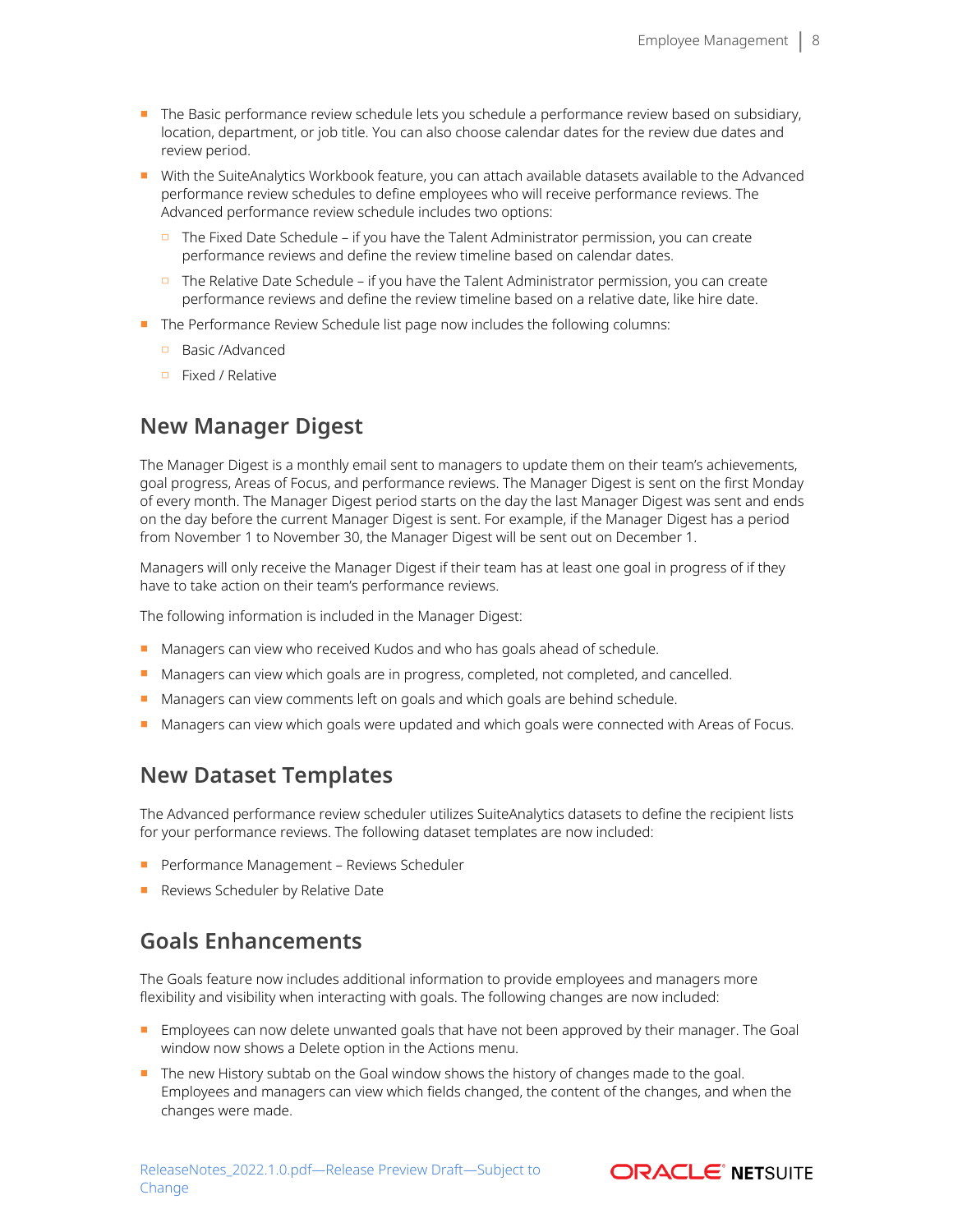- The Basic performance review schedule lets you schedule a performance review based on subsidiary, location, department, or job title. You can also choose calendar dates for the review due dates and review period.
- With the SuiteAnalytics Workbook feature, you can attach available datasets available to the Advanced performance review schedules to define employees who will receive performance reviews. The Advanced performance review schedule includes two options:
  - The Fixed Date Schedule – if you have the Talent Administrator permission, you can create performance reviews and define the review timeline based on calendar dates.
  - The Relative Date Schedule – if you have the Talent Administrator permission, you can create performance reviews and define the review timeline based on a relative date, like hire date.
- The Performance Review Schedule list page now includes the following columns:
  - Basic /Advanced
  - Fixed / Relative

## New Manager Digest

The Manager Digest is a monthly email sent to managers to update them on their team's achievements, goal progress, Areas of Focus, and performance reviews. The Manager Digest is sent on the first Monday of every month. The Manager Digest period starts on the day the last Manager Digest was sent and ends on the day before the current Manager Digest is sent. For example, if the Manager Digest has a period from November 1 to November 30, the Manager Digest will be sent out on December 1.

Managers will only receive the Manager Digest if their team has at least one goal in progress of if they have to take action on their team's performance reviews.

The following information is included in the Manager Digest:

- Managers can view who received Kudos and who has goals ahead of schedule.
- Managers can view which goals are in progress, completed, not completed, and cancelled.
- Managers can view comments left on goals and which goals are behind schedule.
- Managers can view which goals were updated and which goals were connected with Areas of Focus.

## New Dataset Templates

The Advanced performance review scheduler utilizes SuiteAnalytics datasets to define the recipient lists for your performance reviews. The following dataset templates are now included:

- Performance Management – Reviews Scheduler
- Reviews Scheduler by Relative Date

## Goals Enhancements

The Goals feature now includes additional information to provide employees and managers more flexibility and visibility when interacting with goals. The following changes are now included:

- Employees can now delete unwanted goals that have not been approved by their manager. The Goal window now shows a Delete option in the Actions menu.
- The new History subtab on the Goal window shows the history of changes made to the goal. Employees and managers can view which fields changed, the content of the changes, and when the changes were made.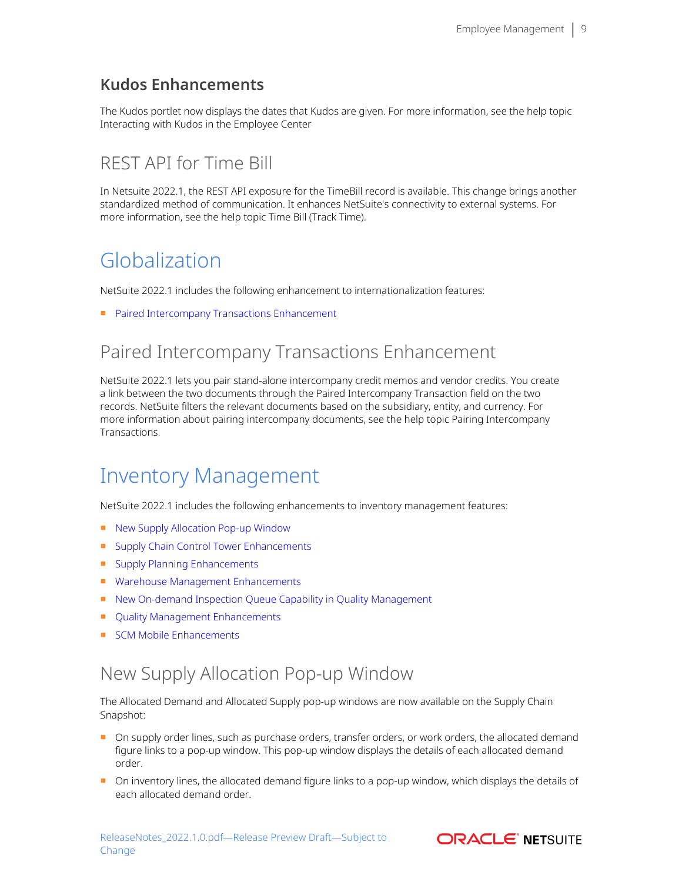### Kudos Enhancements

The Kudos portlet now displays the dates that Kudos are given. For more information, see the help topic Interacting with Kudos in the Employee Center

## REST API for Time Bill

In Netsuite 2022.1, the REST API exposure for the TimeBill record is available. This change brings another standardized method of communication. It enhances NetSuite's connectivity to external systems. For more information, see the help topic Time Bill (Track Time).

# Globalization

NetSuite 2022.1 includes the following enhancement to internationalization features:

- Paired Intercompany Transactions Enhancement

## Paired Intercompany Transactions Enhancement

NetSuite 2022.1 lets you pair stand-alone intercompany credit memos and vendor credits. You create a link between the two documents through the Paired Intercompany Transaction field on the two records. NetSuite filters the relevant documents based on the subsidiary, entity, and currency. For more information about pairing intercompany documents, see the help topic Pairing Intercompany Transactions.

# Inventory Management

NetSuite 2022.1 includes the following enhancements to inventory management features:

- New Supply Allocation Pop-up Window
- Supply Chain Control Tower Enhancements
- Supply Planning Enhancements
- Warehouse Management Enhancements
- New On-demand Inspection Queue Capability in Quality Management
- Quality Management Enhancements
- SCM Mobile Enhancements

## New Supply Allocation Pop-up Window

The Allocated Demand and Allocated Supply pop-up windows are now available on the Supply Chain Snapshot:

- On supply order lines, such as purchase orders, transfer orders, or work orders, the allocated demand figure links to a pop-up window. This pop-up window displays the details of each allocated demand order.
- On inventory lines, the allocated demand figure links to a pop-up window, which displays the details of each allocated demand order.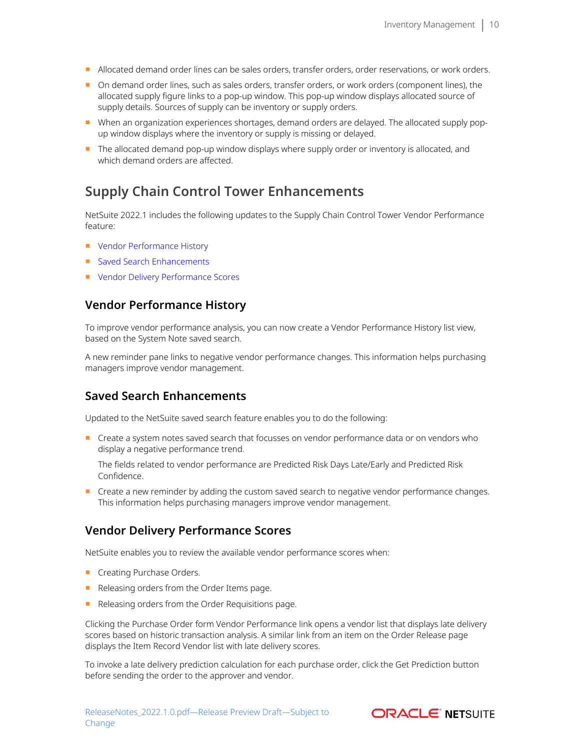- Allocated demand order lines can be sales orders, transfer orders, order reservations, or work orders.
- On demand order lines, such as sales orders, transfer orders, or work orders (component lines), the allocated supply figure links to a pop-up window. This pop-up window displays allocated source of supply details. Sources of supply can be inventory or supply orders.
- When an organization experiences shortages, demand orders are delayed. The allocated supply pop-up window displays where the inventory or supply is missing or delayed.
- The allocated demand pop-up window displays where supply order or inventory is allocated, and which demand orders are affected.

## Supply Chain Control Tower Enhancements

NetSuite 2022.1 includes the following updates to the Supply Chain Control Tower Vendor Performance feature:

- Vendor Performance History
- Saved Search Enhancements
- Vendor Delivery Performance Scores

### Vendor Performance History

To improve vendor performance analysis, you can now create a Vendor Performance History list view, based on the System Note saved search.

A new reminder pane links to negative vendor performance changes. This information helps purchasing managers improve vendor management.

### Saved Search Enhancements

Updated to the NetSuite saved search feature enables you to do the following:

- Create a system notes saved search that focusses on vendor performance data or on vendors who display a negative performance trend.

  The fields related to vendor performance are Predicted Risk Days Late/Early and Predicted Risk Confidence.
- Create a new reminder by adding the custom saved search to negative vendor performance changes. This information helps purchasing managers improve vendor management.

### Vendor Delivery Performance Scores

NetSuite enables you to review the available vendor performance scores when:

- Creating Purchase Orders.
- Releasing orders from the Order Items page.
- Releasing orders from the Order Requisitions page.

Clicking the Purchase Order form Vendor Performance link opens a vendor list that displays late delivery scores based on historic transaction analysis. A similar link from an item on the Order Release page displays the Item Record Vendor list with late delivery scores.

To invoke a late delivery prediction calculation for each purchase order, click the Get Prediction button before sending the order to the approver and vendor.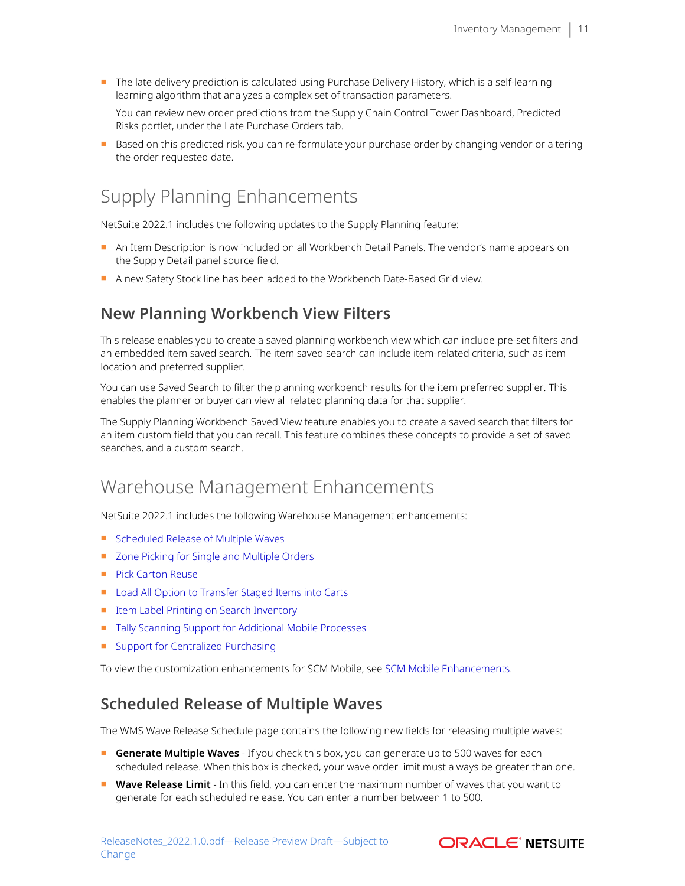- The late delivery prediction is calculated using Purchase Delivery History, which is a self-learning learning algorithm that analyzes a complex set of transaction parameters.

  You can review new order predictions from the Supply Chain Control Tower Dashboard, Predicted Risks portlet, under the Late Purchase Orders tab.
- Based on this predicted risk, you can re-formulate your purchase order by changing vendor or altering the order requested date.

# Supply Planning Enhancements

NetSuite 2022.1 includes the following updates to the Supply Planning feature:

- An Item Description is now included on all Workbench Detail Panels. The vendor's name appears on the Supply Detail panel source field.
- A new Safety Stock line has been added to the Workbench Date-Based Grid view.

## New Planning Workbench View Filters

This release enables you to create a saved planning workbench view which can include pre-set filters and an embedded item saved search. The item saved search can include item-related criteria, such as item location and preferred supplier.

You can use Saved Search to filter the planning workbench results for the item preferred supplier. This enables the planner or buyer can view all related planning data for that supplier.

The Supply Planning Workbench Saved View feature enables you to create a saved search that filters for an item custom field that you can recall. This feature combines these concepts to provide a set of saved searches, and a custom search.

# Warehouse Management Enhancements

NetSuite 2022.1 includes the following Warehouse Management enhancements:

- Scheduled Release of Multiple Waves
- Zone Picking for Single and Multiple Orders
- Pick Carton Reuse
- Load All Option to Transfer Staged Items into Carts
- Item Label Printing on Search Inventory
- Tally Scanning Support for Additional Mobile Processes
- Support for Centralized Purchasing

To view the customization enhancements for SCM Mobile, see SCM Mobile Enhancements.

## Scheduled Release of Multiple Waves

The WMS Wave Release Schedule page contains the following new fields for releasing multiple waves:

- **Generate Multiple Waves** - If you check this box, you can generate up to 500 waves for each scheduled release. When this box is checked, your wave order limit must always be greater than one.
- **Wave Release Limit** - In this field, you can enter the maximum number of waves that you want to generate for each scheduled release. You can enter a number between 1 to 500.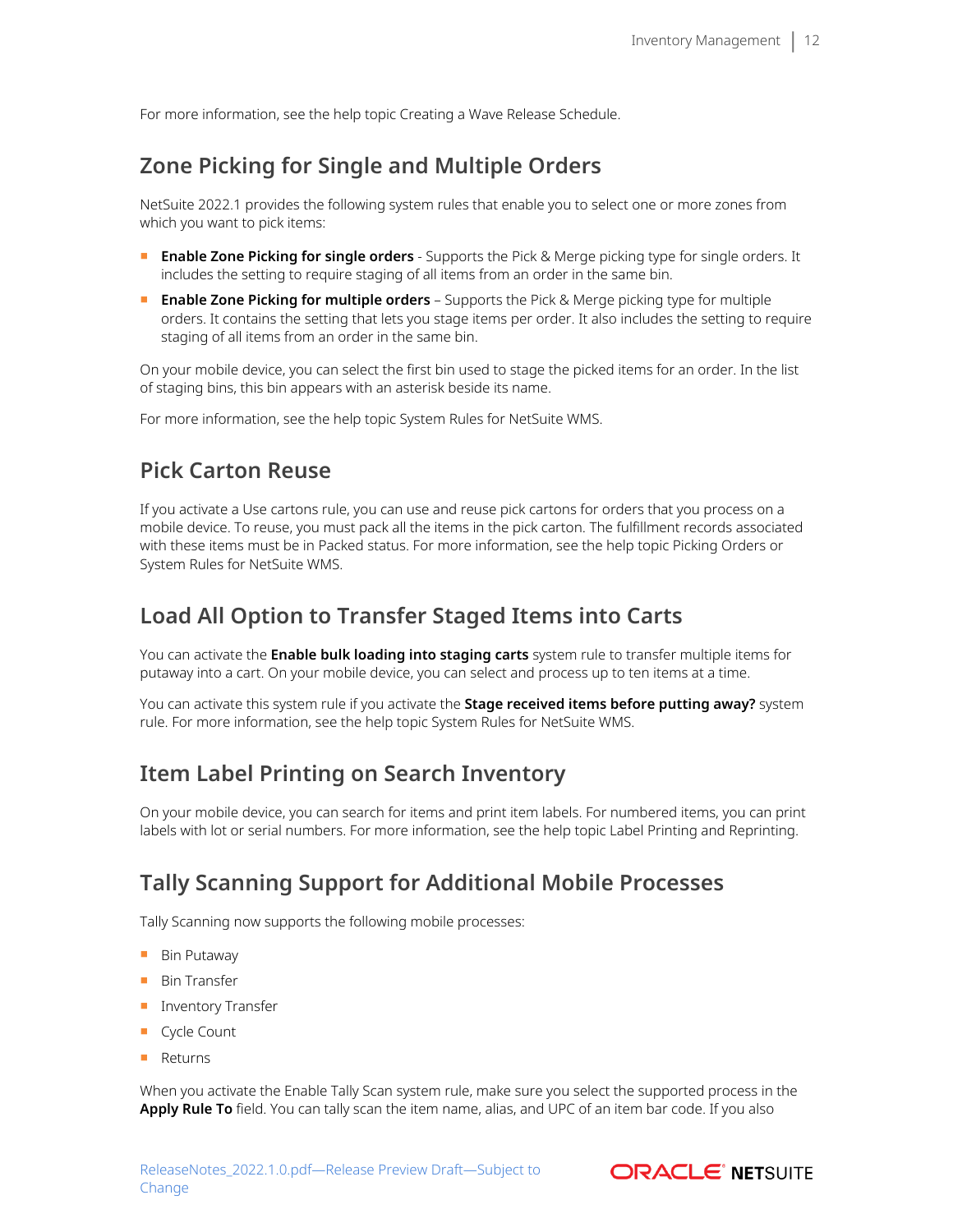For more information, see the help topic Creating a Wave Release Schedule.

## Zone Picking for Single and Multiple Orders

NetSuite 2022.1 provides the following system rules that enable you to select one or more zones from which you want to pick items:

- **Enable Zone Picking for single orders** - Supports the Pick & Merge picking type for single orders. It includes the setting to require staging of all items from an order in the same bin.
- **Enable Zone Picking for multiple orders** – Supports the Pick & Merge picking type for multiple orders. It contains the setting that lets you stage items per order. It also includes the setting to require staging of all items from an order in the same bin.

On your mobile device, you can select the first bin used to stage the picked items for an order. In the list of staging bins, this bin appears with an asterisk beside its name.

For more information, see the help topic System Rules for NetSuite WMS.

## Pick Carton Reuse

If you activate a Use cartons rule, you can use and reuse pick cartons for orders that you process on a mobile device. To reuse, you must pack all the items in the pick carton. The fulfillment records associated with these items must be in Packed status. For more information, see the help topic Picking Orders or System Rules for NetSuite WMS.

## Load All Option to Transfer Staged Items into Carts

You can activate the **Enable bulk loading into staging carts** system rule to transfer multiple items for putaway into a cart. On your mobile device, you can select and process up to ten items at a time.

You can activate this system rule if you activate the **Stage received items before putting away?** system rule. For more information, see the help topic System Rules for NetSuite WMS.

## Item Label Printing on Search Inventory

On your mobile device, you can search for items and print item labels. For numbered items, you can print labels with lot or serial numbers. For more information, see the help topic Label Printing and Reprinting.

## Tally Scanning Support for Additional Mobile Processes

Tally Scanning now supports the following mobile processes:

- Bin Putaway
- Bin Transfer
- Inventory Transfer
- Cycle Count
- Returns

When you activate the Enable Tally Scan system rule, make sure you select the supported process in the **Apply Rule To** field. You can tally scan the item name, alias, and UPC of an item bar code. If you also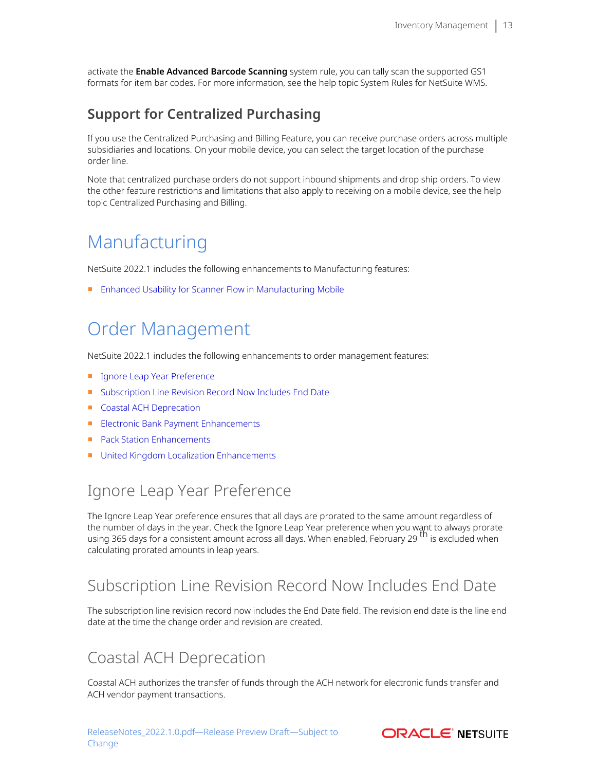activate the **Enable Advanced Barcode Scanning** system rule, you can tally scan the supported GS1 formats for item bar codes. For more information, see the help topic System Rules for NetSuite WMS.

### Support for Centralized Purchasing

If you use the Centralized Purchasing and Billing Feature, you can receive purchase orders across multiple subsidiaries and locations. On your mobile device, you can select the target location of the purchase order line.

Note that centralized purchase orders do not support inbound shipments and drop ship orders. To view the other feature restrictions and limitations that also apply to receiving on a mobile device, see the help topic Centralized Purchasing and Billing.

# Manufacturing

NetSuite 2022.1 includes the following enhancements to Manufacturing features:

- Enhanced Usability for Scanner Flow in Manufacturing Mobile

# Order Management

NetSuite 2022.1 includes the following enhancements to order management features:

- Ignore Leap Year Preference
- Subscription Line Revision Record Now Includes End Date
- Coastal ACH Deprecation
- Electronic Bank Payment Enhancements
- Pack Station Enhancements
- United Kingdom Localization Enhancements

## Ignore Leap Year Preference

The Ignore Leap Year preference ensures that all days are prorated to the same amount regardless of the number of days in the year. Check the Ignore Leap Year preference when you want to always prorate using 365 days for a consistent amount across all days. When enabled, February 29th is excluded when calculating prorated amounts in leap years.

## Subscription Line Revision Record Now Includes End Date

The subscription line revision record now includes the End Date field. The revision end date is the line end date at the time the change order and revision are created.

## Coastal ACH Deprecation

Coastal ACH authorizes the transfer of funds through the ACH network for electronic funds transfer and ACH vendor payment transactions.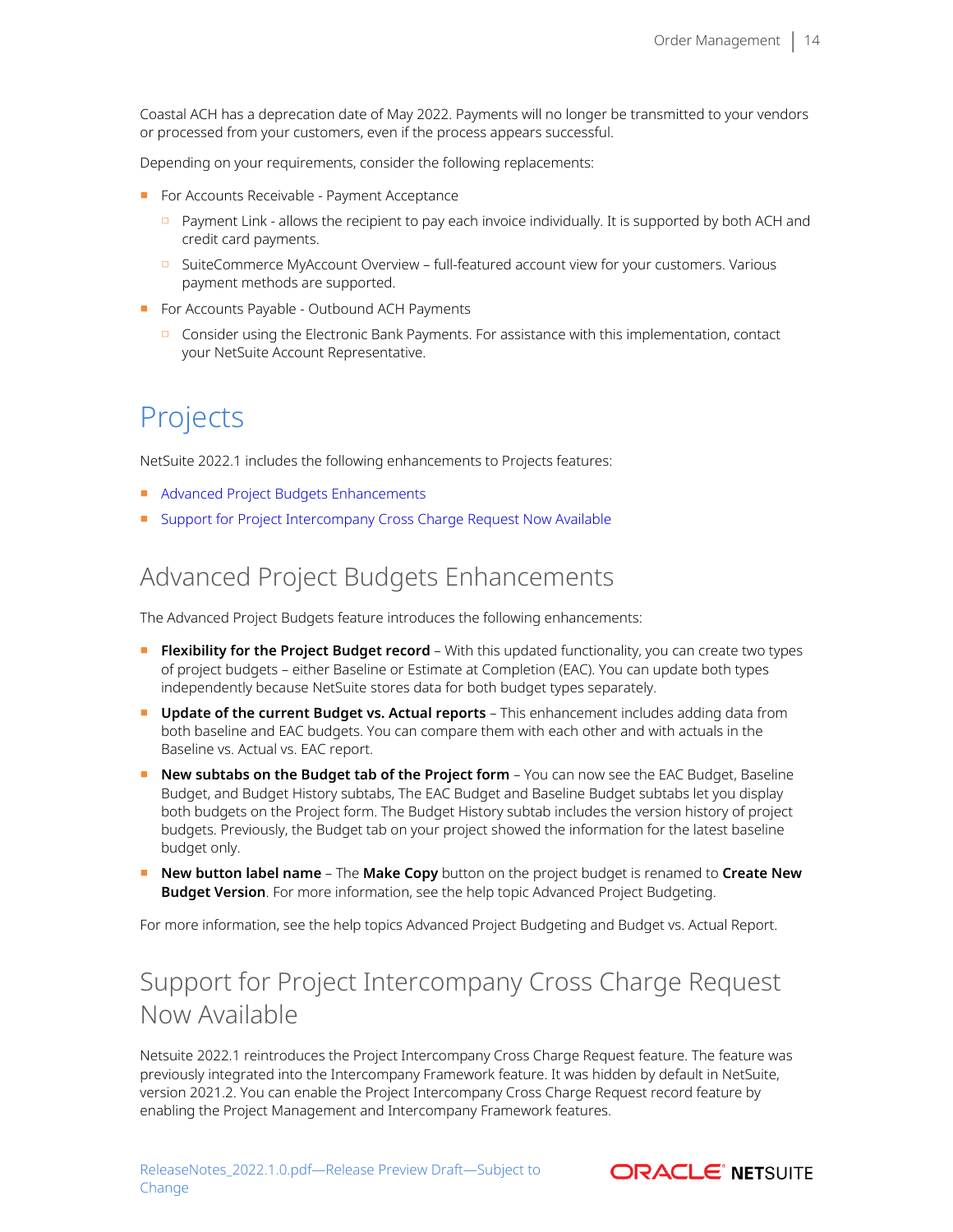Coastal ACH has a deprecation date of May 2022. Payments will no longer be transmitted to your vendors or processed from your customers, even if the process appears successful.

Depending on your requirements, consider the following replacements:

- For Accounts Receivable - Payment Acceptance
  - Payment Link - allows the recipient to pay each invoice individually. It is supported by both ACH and credit card payments.
  - SuiteCommerce MyAccount Overview – full-featured account view for your customers. Various payment methods are supported.
- For Accounts Payable - Outbound ACH Payments
  - Consider using the Electronic Bank Payments. For assistance with this implementation, contact your NetSuite Account Representative.

# Projects

NetSuite 2022.1 includes the following enhancements to Projects features:

- Advanced Project Budgets Enhancements
- Support for Project Intercompany Cross Charge Request Now Available

## Advanced Project Budgets Enhancements

The Advanced Project Budgets feature introduces the following enhancements:

- **Flexibility for the Project Budget record** – With this updated functionality, you can create two types of project budgets – either Baseline or Estimate at Completion (EAC). You can update both types independently because NetSuite stores data for both budget types separately.
- **Update of the current Budget vs. Actual reports** – This enhancement includes adding data from both baseline and EAC budgets. You can compare them with each other and with actuals in the Baseline vs. Actual vs. EAC report.
- **New subtabs on the Budget tab of the Project form** – You can now see the EAC Budget, Baseline Budget, and Budget History subtabs, The EAC Budget and Baseline Budget subtabs let you display both budgets on the Project form. The Budget History subtab includes the version history of project budgets. Previously, the Budget tab on your project showed the information for the latest baseline budget only.
- **New button label name** – The **Make Copy** button on the project budget is renamed to **Create New Budget Version**. For more information, see the help topic Advanced Project Budgeting.

For more information, see the help topics Advanced Project Budgeting and Budget vs. Actual Report.

## Support for Project Intercompany Cross Charge Request Now Available

Netsuite 2022.1 reintroduces the Project Intercompany Cross Charge Request feature. The feature was previously integrated into the Intercompany Framework feature. It was hidden by default in NetSuite, version 2021.2. You can enable the Project Intercompany Cross Charge Request record feature by enabling the Project Management and Intercompany Framework features.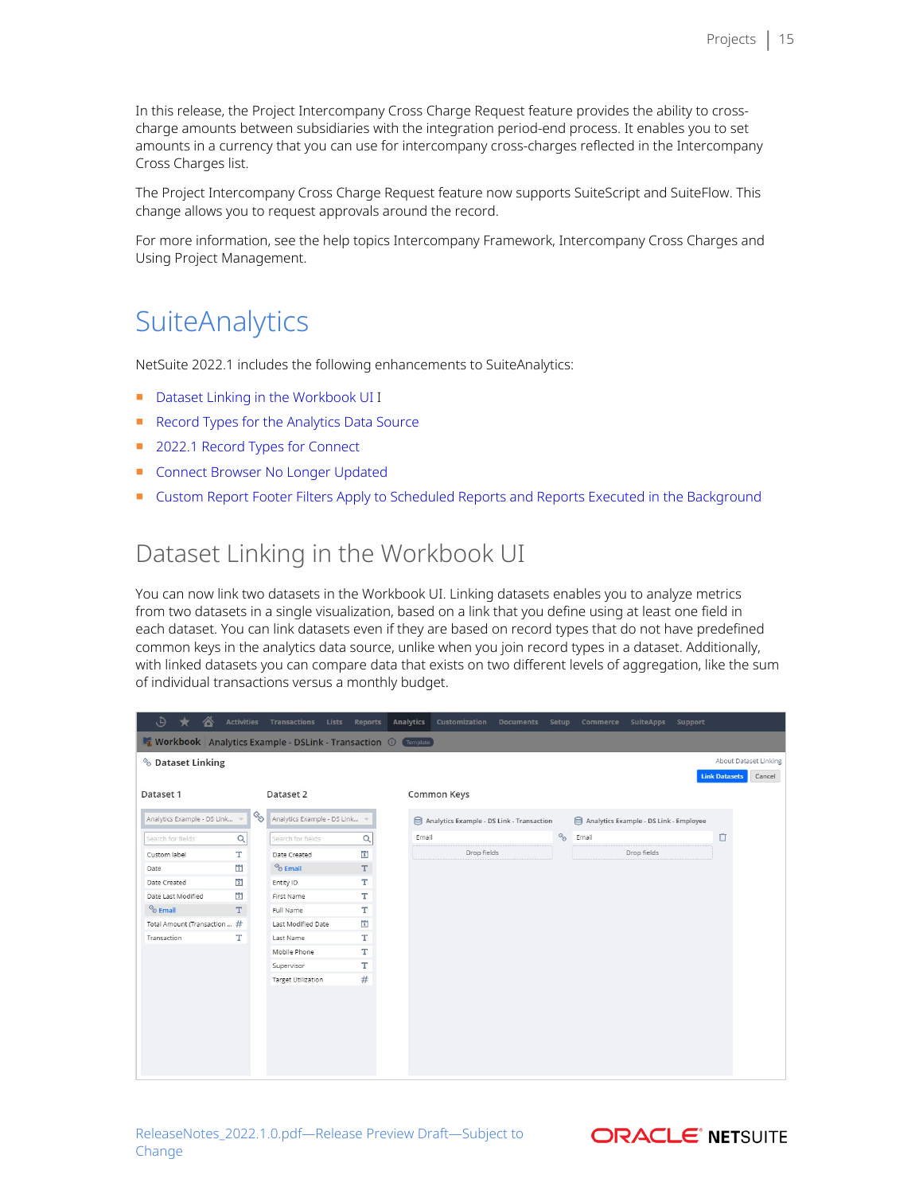In this release, the Project Intercompany Cross Charge Request feature provides the ability to cross-charge amounts between subsidiaries with the integration period-end process. It enables you to set amounts in a currency that you can use for intercompany cross-charges reflected in the Intercompany Cross Charges list.

The Project Intercompany Cross Charge Request feature now supports SuiteScript and SuiteFlow. This change allows you to request approvals around the record.

For more information, see the help topics Intercompany Framework, Intercompany Cross Charges and Using Project Management.

# SuiteAnalytics

NetSuite 2022.1 includes the following enhancements to SuiteAnalytics:

- Dataset Linking in the Workbook UI I
- Record Types for the Analytics Data Source
- 2022.1 Record Types for Connect
- Connect Browser No Longer Updated
- Custom Report Footer Filters Apply to Scheduled Reports and Reports Executed in the Background

## Dataset Linking in the Workbook UI

You can now link two datasets in the Workbook UI. Linking datasets enables you to analyze metrics from two datasets in a single visualization, based on a link that you define using at least one field in each dataset. You can link datasets even if they are based on record types that do not have predefined common keys in the analytics data source, unlike when you join record types in a dataset. Additionally, with linked datasets you can compare data that exists on two different levels of aggregation, like the sum of individual transactions versus a monthly budget.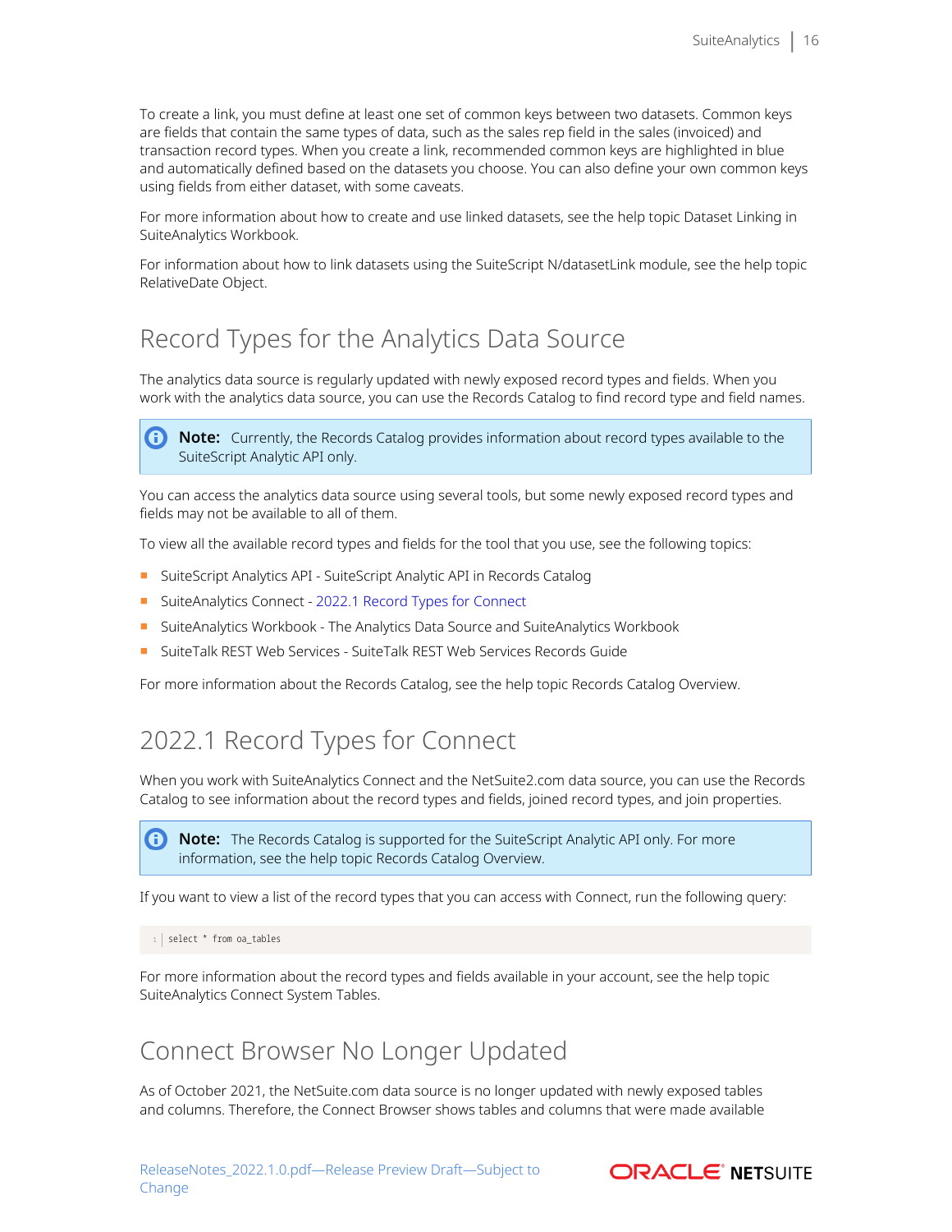To create a link, you must define at least one set of common keys between two datasets. Common keys are fields that contain the same types of data, such as the sales rep field in the sales (invoiced) and transaction record types. When you create a link, recommended common keys are highlighted in blue and automatically defined based on the datasets you choose. You can also define your own common keys using fields from either dataset, with some caveats.

For more information about how to create and use linked datasets, see the help topic Dataset Linking in SuiteAnalytics Workbook.

For information about how to link datasets using the SuiteScript N/datasetLink module, see the help topic RelativeDate Object.

## Record Types for the Analytics Data Source

The analytics data source is regularly updated with newly exposed record types and fields. When you work with the analytics data source, you can use the Records Catalog to find record type and field names.

> **Note:** Currently, the Records Catalog provides information about record types available to the SuiteScript Analytic API only.

You can access the analytics data source using several tools, but some newly exposed record types and fields may not be available to all of them.

To view all the available record types and fields for the tool that you use, see the following topics:

- SuiteScript Analytics API - SuiteScript Analytic API in Records Catalog
- SuiteAnalytics Connect - 2022.1 Record Types for Connect
- SuiteAnalytics Workbook - The Analytics Data Source and SuiteAnalytics Workbook
- SuiteTalk REST Web Services - SuiteTalk REST Web Services Records Guide

For more information about the Records Catalog, see the help topic Records Catalog Overview.

## 2022.1 Record Types for Connect

When you work with SuiteAnalytics Connect and the NetSuite2.com data source, you can use the Records Catalog to see information about the record types and fields, joined record types, and join properties.

> **Note:** The Records Catalog is supported for the SuiteScript Analytic API only. For more information, see the help topic Records Catalog Overview.

If you want to view a list of the record types that you can access with Connect, run the following query:

```
select * from oa_tables
```

For more information about the record types and fields available in your account, see the help topic SuiteAnalytics Connect System Tables.

## Connect Browser No Longer Updated

As of October 2021, the NetSuite.com data source is no longer updated with newly exposed tables and columns. Therefore, the Connect Browser shows tables and columns that were made available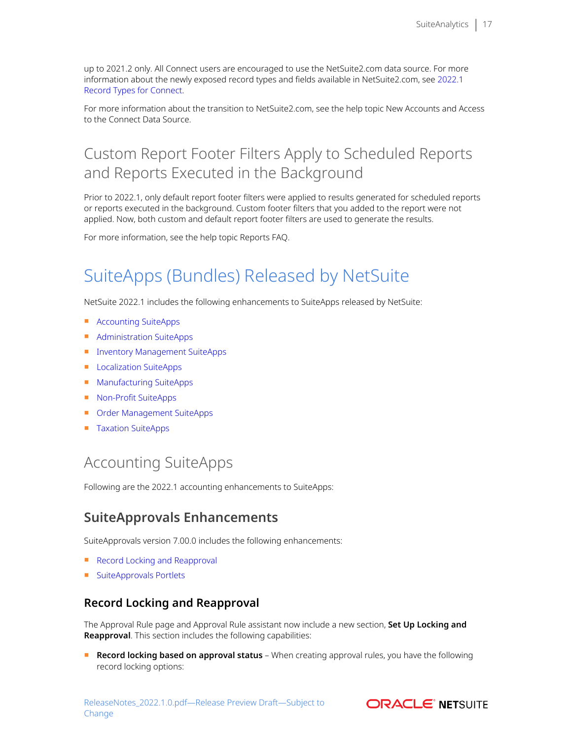up to 2021.2 only. All Connect users are encouraged to use the NetSuite2.com data source. For more information about the newly exposed record types and fields available in NetSuite2.com, see 2022.1 Record Types for Connect.

For more information about the transition to NetSuite2.com, see the help topic New Accounts and Access to the Connect Data Source.

## Custom Report Footer Filters Apply to Scheduled Reports and Reports Executed in the Background

Prior to 2022.1, only default report footer filters were applied to results generated for scheduled reports or reports executed in the background. Custom footer filters that you added to the report were not applied. Now, both custom and default report footer filters are used to generate the results.

For more information, see the help topic Reports FAQ.

# SuiteApps (Bundles) Released by NetSuite

NetSuite 2022.1 includes the following enhancements to SuiteApps released by NetSuite:

- Accounting SuiteApps
- Administration SuiteApps
- Inventory Management SuiteApps
- Localization SuiteApps
- Manufacturing SuiteApps
- Non-Profit SuiteApps
- Order Management SuiteApps
- Taxation SuiteApps

## Accounting SuiteApps

Following are the 2022.1 accounting enhancements to SuiteApps:

### SuiteApprovals Enhancements

SuiteApprovals version 7.00.0 includes the following enhancements:

- Record Locking and Reapproval
- SuiteApprovals Portlets

### Record Locking and Reapproval

The Approval Rule page and Approval Rule assistant now include a new section, **Set Up Locking and Reapproval**. This section includes the following capabilities:

- **Record locking based on approval status** – When creating approval rules, you have the following record locking options: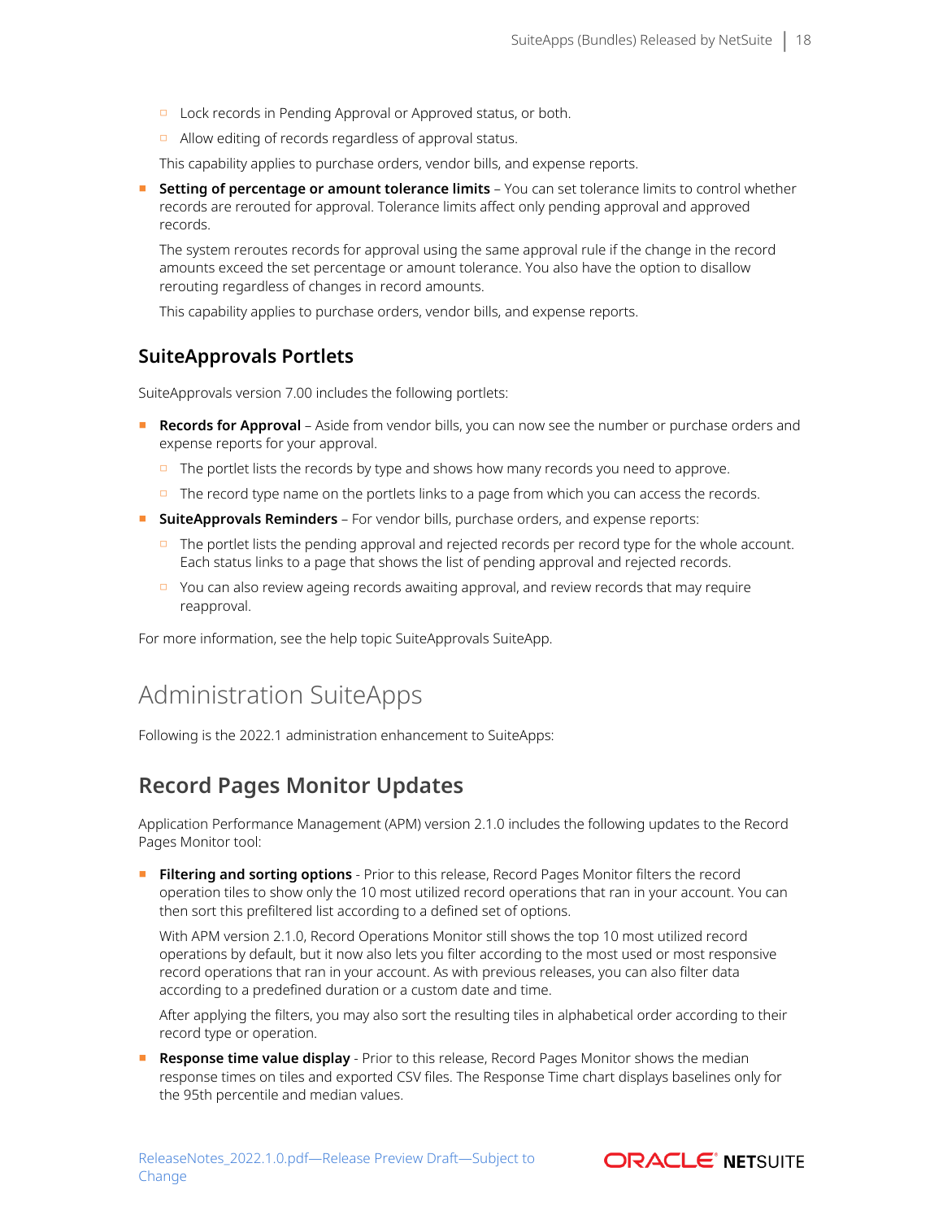- Lock records in Pending Approval or Approved status, or both.
    - Allow editing of records regardless of approval status.

  This capability applies to purchase orders, vendor bills, and expense reports.

- **Setting of percentage or amount tolerance limits** – You can set tolerance limits to control whether records are rerouted for approval. Tolerance limits affect only pending approval and approved records.

  The system reroutes records for approval using the same approval rule if the change in the record amounts exceed the set percentage or amount tolerance. You also have the option to disallow rerouting regardless of changes in record amounts.

  This capability applies to purchase orders, vendor bills, and expense reports.

## SuiteApprovals Portlets

SuiteApprovals version 7.00 includes the following portlets:

- **Records for Approval** – Aside from vendor bills, you can now see the number or purchase orders and expense reports for your approval.
    - The portlet lists the records by type and shows how many records you need to approve.
    - The record type name on the portlets links to a page from which you can access the records.
- **SuiteApprovals Reminders** – For vendor bills, purchase orders, and expense reports:
    - The portlet lists the pending approval and rejected records per record type for the whole account. Each status links to a page that shows the list of pending approval and rejected records.
    - You can also review ageing records awaiting approval, and review records that may require reapproval.

For more information, see the help topic SuiteApprovals SuiteApp.

# Administration SuiteApps

Following is the 2022.1 administration enhancement to SuiteApps:

## Record Pages Monitor Updates

Application Performance Management (APM) version 2.1.0 includes the following updates to the Record Pages Monitor tool:

- **Filtering and sorting options** - Prior to this release, Record Pages Monitor filters the record operation tiles to show only the 10 most utilized record operations that ran in your account. You can then sort this prefiltered list according to a defined set of options.

  With APM version 2.1.0, Record Operations Monitor still shows the top 10 most utilized record operations by default, but it now also lets you filter according to the most used or most responsive record operations that ran in your account. As with previous releases, you can also filter data according to a predefined duration or a custom date and time.

  After applying the filters, you may also sort the resulting tiles in alphabetical order according to their record type or operation.

- **Response time value display** - Prior to this release, Record Pages Monitor shows the median response times on tiles and exported CSV files. The Response Time chart displays baselines only for the 95th percentile and median values.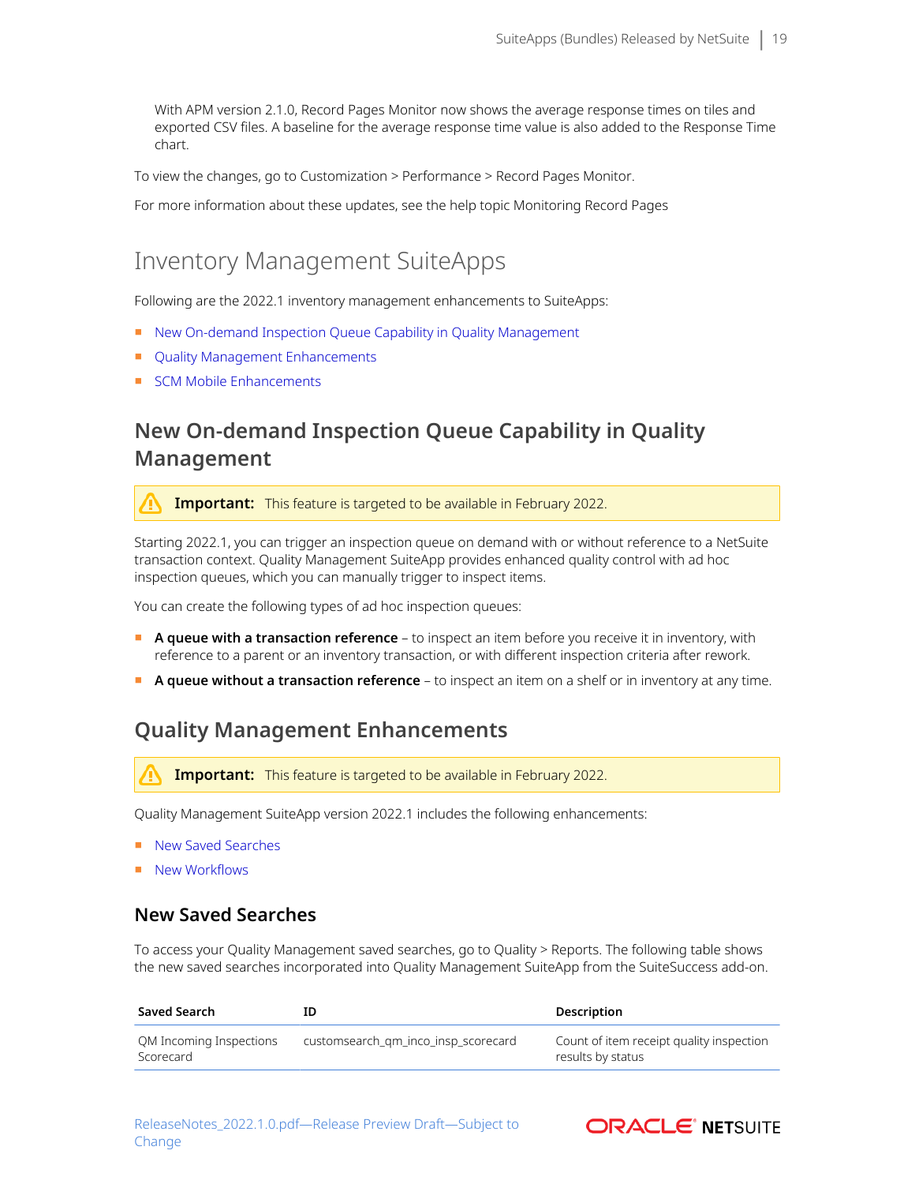With APM version 2.1.0, Record Pages Monitor now shows the average response times on tiles and exported CSV files. A baseline for the average response time value is also added to the Response Time chart.

To view the changes, go to Customization > Performance > Record Pages Monitor.

For more information about these updates, see the help topic Monitoring Record Pages

# Inventory Management SuiteApps

Following are the 2022.1 inventory management enhancements to SuiteApps:

- New On-demand Inspection Queue Capability in Quality Management
- Quality Management Enhancements
- SCM Mobile Enhancements

## New On-demand Inspection Queue Capability in Quality Management

> **Important:** This feature is targeted to be available in February 2022.

Starting 2022.1, you can trigger an inspection queue on demand with or without reference to a NetSuite transaction context. Quality Management SuiteApp provides enhanced quality control with ad hoc inspection queues, which you can manually trigger to inspect items.

You can create the following types of ad hoc inspection queues:

- **A queue with a transaction reference** – to inspect an item before you receive it in inventory, with reference to a parent or an inventory transaction, or with different inspection criteria after rework.
- **A queue without a transaction reference** – to inspect an item on a shelf or in inventory at any time.

## Quality Management Enhancements

> **Important:** This feature is targeted to be available in February 2022.

Quality Management SuiteApp version 2022.1 includes the following enhancements:

- New Saved Searches
- New Workflows

### New Saved Searches

To access your Quality Management saved searches, go to Quality > Reports. The following table shows the new saved searches incorporated into Quality Management SuiteApp from the SuiteSuccess add-on.

| Saved Search | ID | Description |
|---|---|---|
| QM Incoming Inspections Scorecard | customsearch_qm_inco_insp_scorecard | Count of item receipt quality inspection results by status |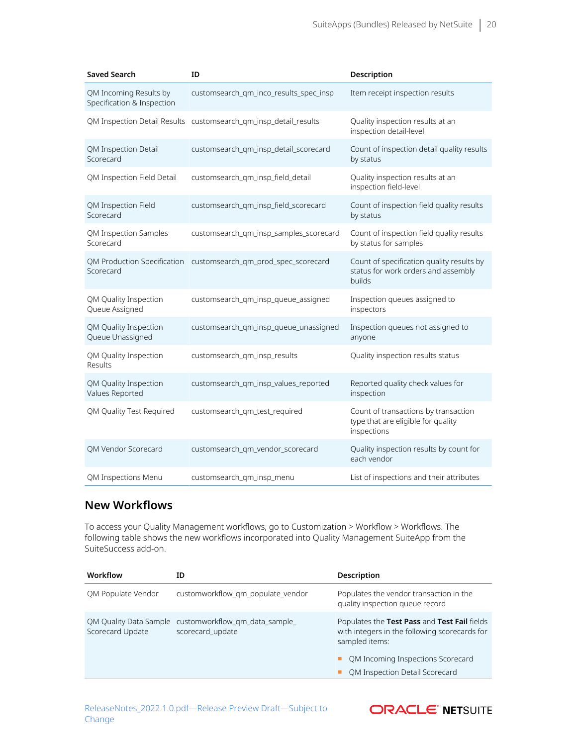| Saved Search | ID | Description |
| --- | --- | --- |
| QM Incoming Results by Specification & Inspection | customsearch_qm_inco_results_spec_insp | Item receipt inspection results |
| QM Inspection Detail Results | customsearch_qm_insp_detail_results | Quality inspection results at an inspection detail-level |
| QM Inspection Detail Scorecard | customsearch_qm_insp_detail_scorecard | Count of inspection detail quality results by status |
| QM Inspection Field Detail | customsearch_qm_insp_field_detail | Quality inspection results at an inspection field-level |
| QM Inspection Field Scorecard | customsearch_qm_insp_field_scorecard | Count of inspection field quality results by status |
| QM Inspection Samples Scorecard | customsearch_qm_insp_samples_scorecard | Count of inspection field quality results by status for samples |
| QM Production Specification Scorecard | customsearch_qm_prod_spec_scorecard | Count of specification quality results by status for work orders and assembly builds |
| QM Quality Inspection Queue Assigned | customsearch_qm_insp_queue_assigned | Inspection queues assigned to inspectors |
| QM Quality Inspection Queue Unassigned | customsearch_qm_insp_queue_unassigned | Inspection queues not assigned to anyone |
| QM Quality Inspection Results | customsearch_qm_insp_results | Quality inspection results status |
| QM Quality Inspection Values Reported | customsearch_qm_insp_values_reported | Reported quality check values for inspection |
| QM Quality Test Required | customsearch_qm_test_required | Count of transactions by transaction type that are eligible for quality inspections |
| QM Vendor Scorecard | customsearch_qm_vendor_scorecard | Quality inspection results by count for each vendor |
| QM Inspections Menu | customsearch_qm_insp_menu | List of inspections and their attributes |

## New Workflows

To access your Quality Management workflows, go to Customization > Workflow > Workflows. The following table shows the new workflows incorporated into Quality Management SuiteApp from the SuiteSuccess add-on.

| Workflow | ID | Description |
| --- | --- | --- |
| QM Populate Vendor | customworkflow_qm_populate_vendor | Populates the vendor transaction in the quality inspection queue record |
| QM Quality Data Sample Scorecard Update | customworkflow_qm_data_sample_scorecard_update | Populates the **Test Pass** and **Test Fail** fields with integers in the following scorecards for sampled items:<br>- QM Incoming Inspections Scorecard<br>- QM Inspection Detail Scorecard |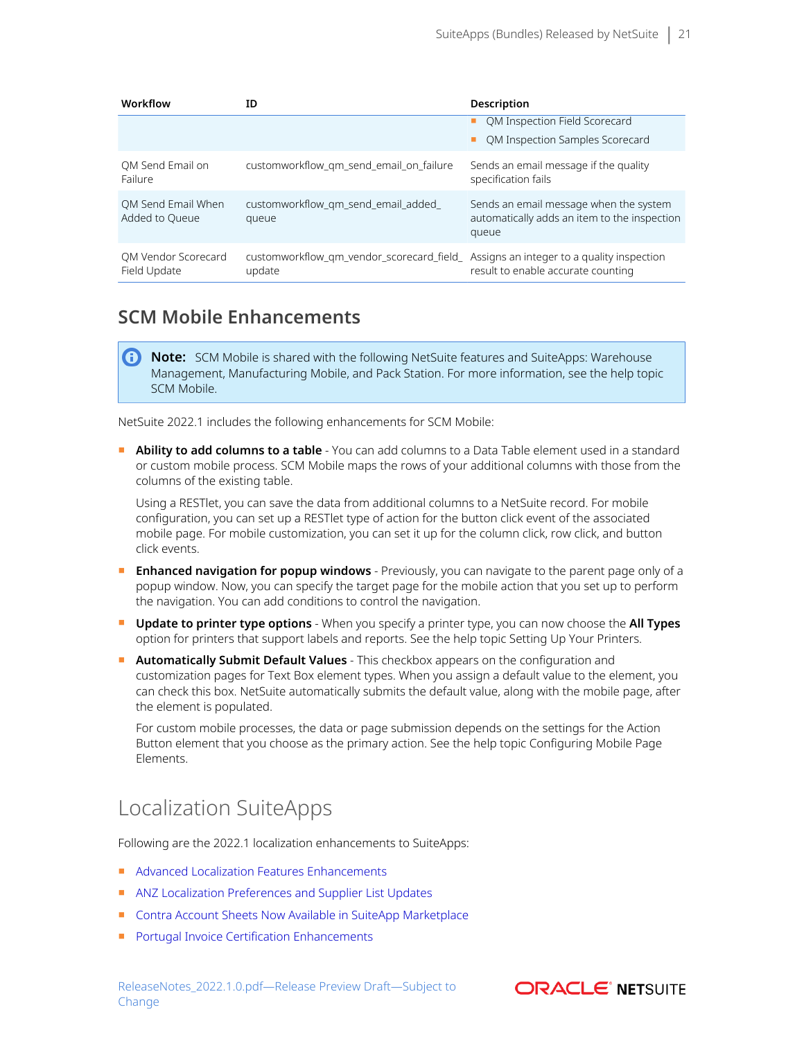| Workflow | ID | Description |
| --- | --- | --- |
| | | ■ QM Inspection Field Scorecard<br>■ QM Inspection Samples Scorecard |
| QM Send Email on Failure | customworkflow_qm_send_email_on_failure | Sends an email message if the quality specification fails |
| QM Send Email When Added to Queue | customworkflow_qm_send_email_added_queue | Sends an email message when the system automatically adds an item to the inspection queue |
| QM Vendor Scorecard Field Update | customworkflow_qm_vendor_scorecard_field_update | Assigns an integer to a quality inspection result to enable accurate counting |

## SCM Mobile Enhancements

> **Note:** SCM Mobile is shared with the following NetSuite features and SuiteApps: Warehouse Management, Manufacturing Mobile, and Pack Station. For more information, see the help topic SCM Mobile.

NetSuite 2022.1 includes the following enhancements for SCM Mobile:

- **Ability to add columns to a table** - You can add columns to a Data Table element used in a standard or custom mobile process. SCM Mobile maps the rows of your additional columns with those from the columns of the existing table.

  Using a RESTlet, you can save the data from additional columns to a NetSuite record. For mobile configuration, you can set up a RESTlet type of action for the button click event of the associated mobile page. For mobile customization, you can set it up for the column click, row click, and button click events.
- **Enhanced navigation for popup windows** - Previously, you can navigate to the parent page only of a popup window. Now, you can specify the target page for the mobile action that you set up to perform the navigation. You can add conditions to control the navigation.
- **Update to printer type options** - When you specify a printer type, you can now choose the **All Types** option for printers that support labels and reports. See the help topic Setting Up Your Printers.
- **Automatically Submit Default Values** - This checkbox appears on the configuration and customization pages for Text Box element types. When you assign a default value to the element, you can check this box. NetSuite automatically submits the default value, along with the mobile page, after the element is populated.

  For custom mobile processes, the data or page submission depends on the settings for the Action Button element that you choose as the primary action. See the help topic Configuring Mobile Page Elements.

# Localization SuiteApps

Following are the 2022.1 localization enhancements to SuiteApps:

- Advanced Localization Features Enhancements
- ANZ Localization Preferences and Supplier List Updates
- Contra Account Sheets Now Available in SuiteApp Marketplace
- Portugal Invoice Certification Enhancements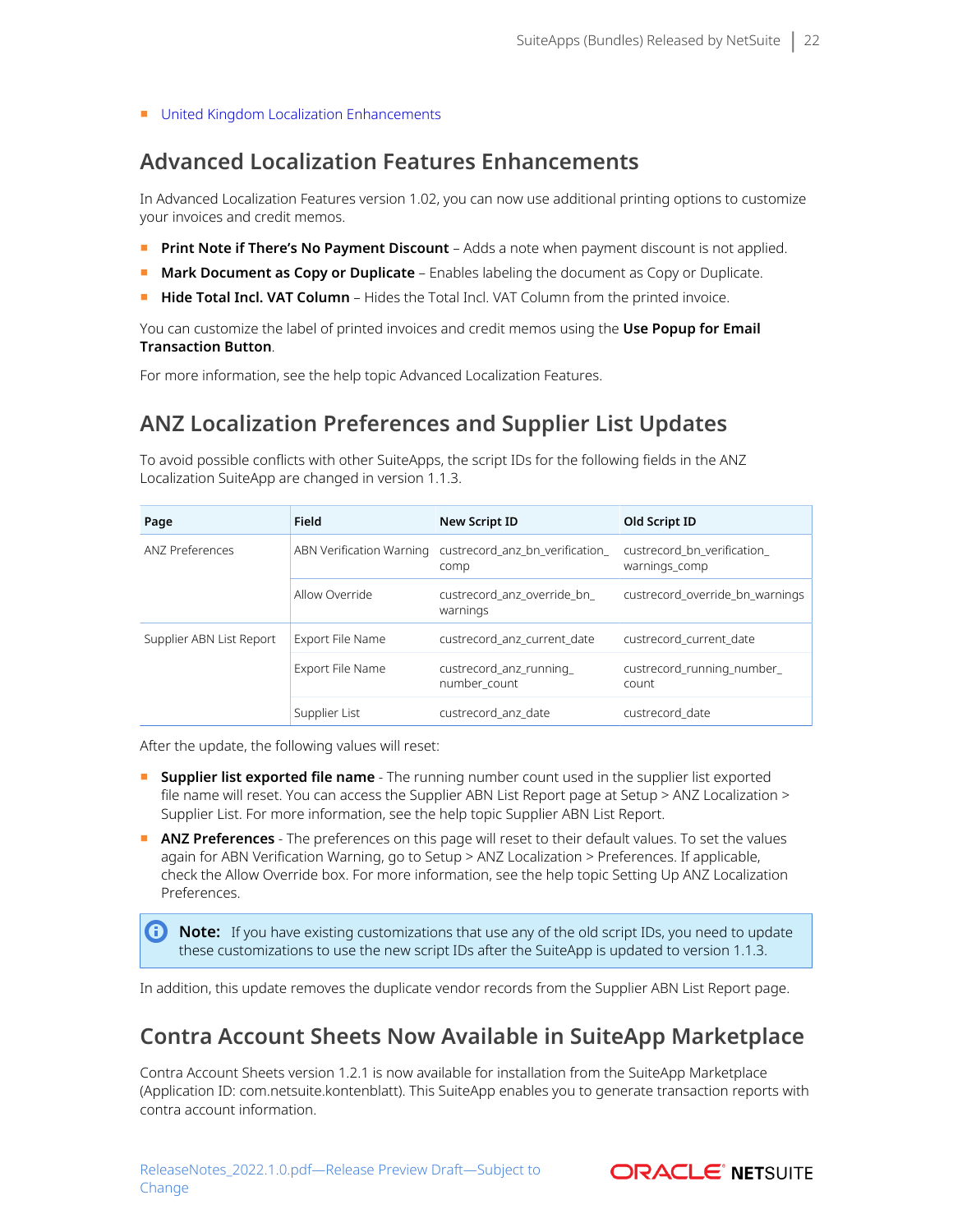- United Kingdom Localization Enhancements

## Advanced Localization Features Enhancements

In Advanced Localization Features version 1.02, you can now use additional printing options to customize your invoices and credit memos.

- **Print Note if There's No Payment Discount** – Adds a note when payment discount is not applied.
- **Mark Document as Copy or Duplicate** – Enables labeling the document as Copy or Duplicate.
- **Hide Total Incl. VAT Column** – Hides the Total Incl. VAT Column from the printed invoice.

You can customize the label of printed invoices and credit memos using the **Use Popup for Email Transaction Button**.

For more information, see the help topic Advanced Localization Features.

## ANZ Localization Preferences and Supplier List Updates

To avoid possible conflicts with other SuiteApps, the script IDs for the following fields in the ANZ Localization SuiteApp are changed in version 1.1.3.

| Page | Field | New Script ID | Old Script ID |
|---|---|---|---|
| ANZ Preferences | ABN Verification Warning | custrecord_anz_bn_verification_comp | custrecord_bn_verification_warnings_comp |
| | Allow Override | custrecord_anz_override_bn_warnings | custrecord_override_bn_warnings |
| Supplier ABN List Report | Export File Name | custrecord_anz_current_date | custrecord_current_date |
| | Export File Name | custrecord_anz_running_number_count | custrecord_running_number_count |
| | Supplier List | custrecord_anz_date | custrecord_date |

After the update, the following values will reset:

- **Supplier list exported file name** - The running number count used in the supplier list exported file name will reset. You can access the Supplier ABN List Report page at Setup > ANZ Localization > Supplier List. For more information, see the help topic Supplier ABN List Report.
- **ANZ Preferences** - The preferences on this page will reset to their default values. To set the values again for ABN Verification Warning, go to Setup > ANZ Localization > Preferences. If applicable, check the Allow Override box. For more information, see the help topic Setting Up ANZ Localization Preferences.

> **Note:** If you have existing customizations that use any of the old script IDs, you need to update these customizations to use the new script IDs after the SuiteApp is updated to version 1.1.3.

In addition, this update removes the duplicate vendor records from the Supplier ABN List Report page.

## Contra Account Sheets Now Available in SuiteApp Marketplace

Contra Account Sheets version 1.2.1 is now available for installation from the SuiteApp Marketplace (Application ID: com.netsuite.kontenblatt). This SuiteApp enables you to generate transaction reports with contra account information.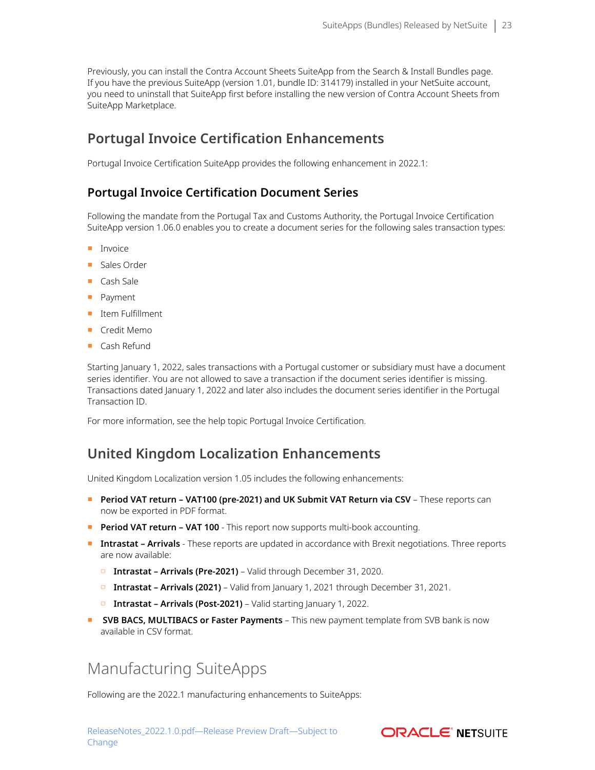Previously, you can install the Contra Account Sheets SuiteApp from the Search & Install Bundles page. If you have the previous SuiteApp (version 1.01, bundle ID: 314179) installed in your NetSuite account, you need to uninstall that SuiteApp first before installing the new version of Contra Account Sheets from SuiteApp Marketplace.

## Portugal Invoice Certification Enhancements

Portugal Invoice Certification SuiteApp provides the following enhancement in 2022.1:

### Portugal Invoice Certification Document Series

Following the mandate from the Portugal Tax and Customs Authority, the Portugal Invoice Certification SuiteApp version 1.06.0 enables you to create a document series for the following sales transaction types:

- Invoice
- Sales Order
- Cash Sale
- Payment
- Item Fulfillment
- Credit Memo
- Cash Refund

Starting January 1, 2022, sales transactions with a Portugal customer or subsidiary must have a document series identifier. You are not allowed to save a transaction if the document series identifier is missing. Transactions dated January 1, 2022 and later also includes the document series identifier in the Portugal Transaction ID.

For more information, see the help topic Portugal Invoice Certification.

## United Kingdom Localization Enhancements

United Kingdom Localization version 1.05 includes the following enhancements:

- **Period VAT return – VAT100 (pre-2021) and UK Submit VAT Return via CSV** – These reports can now be exported in PDF format.
- **Period VAT return – VAT 100** - This report now supports multi-book accounting.
- **Intrastat – Arrivals** - These reports are updated in accordance with Brexit negotiations. Three reports are now available:
  - **Intrastat – Arrivals (Pre-2021)** – Valid through December 31, 2020.
  - **Intrastat – Arrivals (2021)** – Valid from January 1, 2021 through December 31, 2021.
  - **Intrastat – Arrivals (Post-2021)** – Valid starting January 1, 2022.
- **SVB BACS, MULTIBACS or Faster Payments** – This new payment template from SVB bank is now available in CSV format.

# Manufacturing SuiteApps

Following are the 2022.1 manufacturing enhancements to SuiteApps: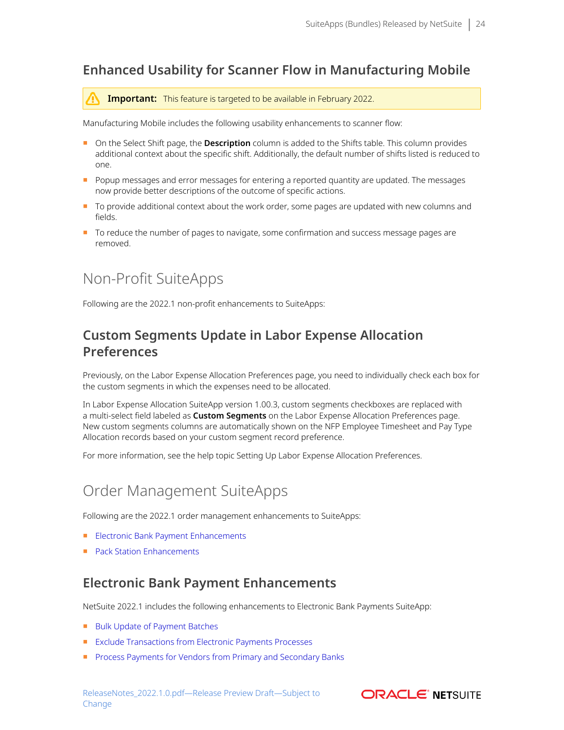### Enhanced Usability for Scanner Flow in Manufacturing Mobile

> **Important:** This feature is targeted to be available in February 2022.

Manufacturing Mobile includes the following usability enhancements to scanner flow:

- On the Select Shift page, the **Description** column is added to the Shifts table. This column provides additional context about the specific shift. Additionally, the default number of shifts listed is reduced to one.
- Popup messages and error messages for entering a reported quantity are updated. The messages now provide better descriptions of the outcome of specific actions.
- To provide additional context about the work order, some pages are updated with new columns and fields.
- To reduce the number of pages to navigate, some confirmation and success message pages are removed.

## Non-Profit SuiteApps

Following are the 2022.1 non-profit enhancements to SuiteApps:

### Custom Segments Update in Labor Expense Allocation Preferences

Previously, on the Labor Expense Allocation Preferences page, you need to individually check each box for the custom segments in which the expenses need to be allocated.

In Labor Expense Allocation SuiteApp version 1.00.3, custom segments checkboxes are replaced with a multi-select field labeled as **Custom Segments** on the Labor Expense Allocation Preferences page. New custom segments columns are automatically shown on the NFP Employee Timesheet and Pay Type Allocation records based on your custom segment record preference.

For more information, see the help topic Setting Up Labor Expense Allocation Preferences.

## Order Management SuiteApps

Following are the 2022.1 order management enhancements to SuiteApps:

- Electronic Bank Payment Enhancements
- Pack Station Enhancements

### Electronic Bank Payment Enhancements

NetSuite 2022.1 includes the following enhancements to Electronic Bank Payments SuiteApp:

- Bulk Update of Payment Batches
- Exclude Transactions from Electronic Payments Processes
- Process Payments for Vendors from Primary and Secondary Banks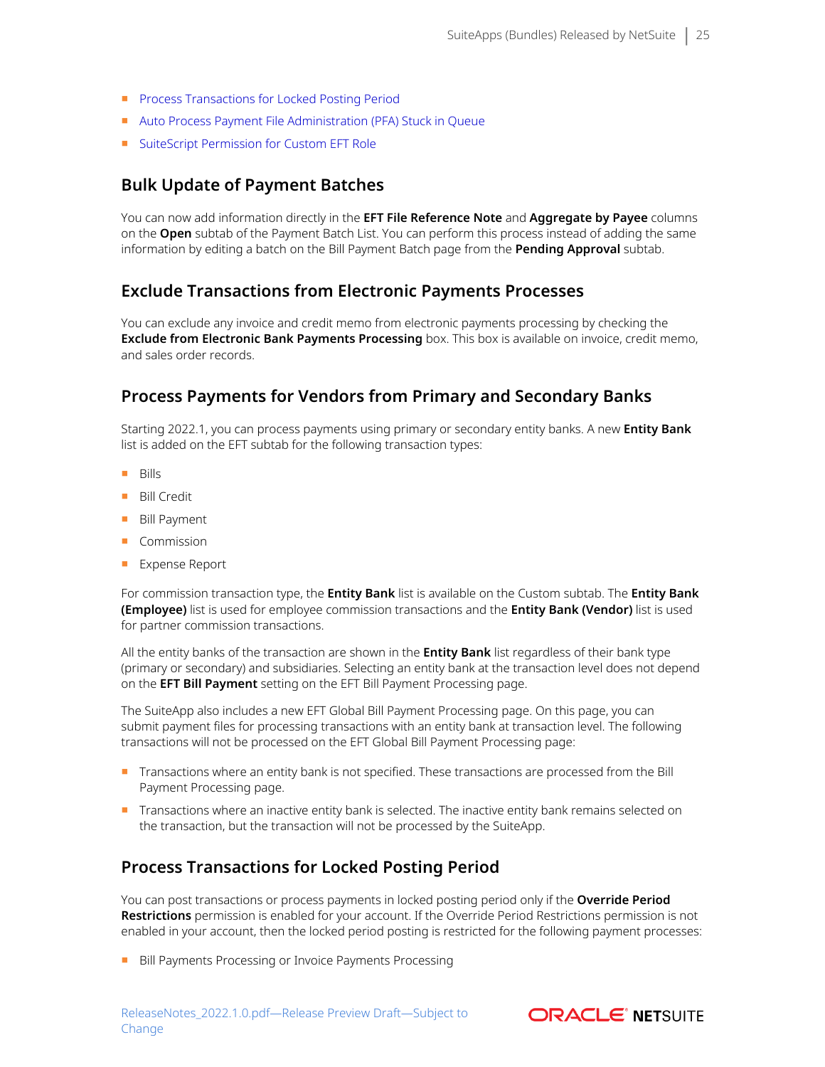- Process Transactions for Locked Posting Period
- Auto Process Payment File Administration (PFA) Stuck in Queue
- SuiteScript Permission for Custom EFT Role

## Bulk Update of Payment Batches

You can now add information directly in the **EFT File Reference Note** and **Aggregate by Payee** columns on the **Open** subtab of the Payment Batch List. You can perform this process instead of adding the same information by editing a batch on the Bill Payment Batch page from the **Pending Approval** subtab.

## Exclude Transactions from Electronic Payments Processes

You can exclude any invoice and credit memo from electronic payments processing by checking the **Exclude from Electronic Bank Payments Processing** box. This box is available on invoice, credit memo, and sales order records.

## Process Payments for Vendors from Primary and Secondary Banks

Starting 2022.1, you can process payments using primary or secondary entity banks. A new **Entity Bank** list is added on the EFT subtab for the following transaction types:

- Bills
- Bill Credit
- Bill Payment
- Commission
- Expense Report

For commission transaction type, the **Entity Bank** list is available on the Custom subtab. The **Entity Bank (Employee)** list is used for employee commission transactions and the **Entity Bank (Vendor)** list is used for partner commission transactions.

All the entity banks of the transaction are shown in the **Entity Bank** list regardless of their bank type (primary or secondary) and subsidiaries. Selecting an entity bank at the transaction level does not depend on the **EFT Bill Payment** setting on the EFT Bill Payment Processing page.

The SuiteApp also includes a new EFT Global Bill Payment Processing page. On this page, you can submit payment files for processing transactions with an entity bank at transaction level. The following transactions will not be processed on the EFT Global Bill Payment Processing page:

- Transactions where an entity bank is not specified. These transactions are processed from the Bill Payment Processing page.
- Transactions where an inactive entity bank is selected. The inactive entity bank remains selected on the transaction, but the transaction will not be processed by the SuiteApp.

## Process Transactions for Locked Posting Period

You can post transactions or process payments in locked posting period only if the **Override Period Restrictions** permission is enabled for your account. If the Override Period Restrictions permission is not enabled in your account, then the locked period posting is restricted for the following payment processes:

- Bill Payments Processing or Invoice Payments Processing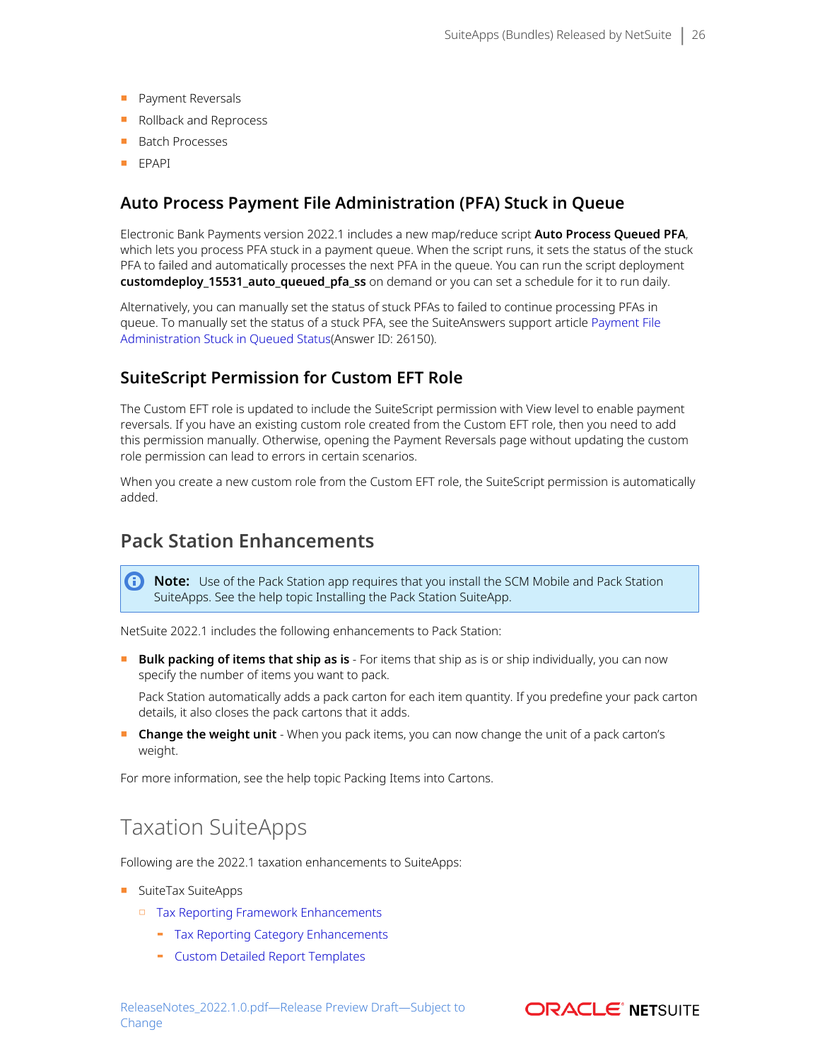- Payment Reversals
- Rollback and Reprocess
- Batch Processes
- EPAPI

### Auto Process Payment File Administration (PFA) Stuck in Queue

Electronic Bank Payments version 2022.1 includes a new map/reduce script **Auto Process Queued PFA**, which lets you process PFA stuck in a payment queue. When the script runs, it sets the status of the stuck PFA to failed and automatically processes the next PFA in the queue. You can run the script deployment **customdeploy_15531_auto_queued_pfa_ss** on demand or you can set a schedule for it to run daily.

Alternatively, you can manually set the status of stuck PFAs to failed to continue processing PFAs in queue. To manually set the status of a stuck PFA, see the SuiteAnswers support article Payment File Administration Stuck in Queued Status(Answer ID: 26150).

### SuiteScript Permission for Custom EFT Role

The Custom EFT role is updated to include the SuiteScript permission with View level to enable payment reversals. If you have an existing custom role created from the Custom EFT role, then you need to add this permission manually. Otherwise, opening the Payment Reversals page without updating the custom role permission can lead to errors in certain scenarios.

When you create a new custom role from the Custom EFT role, the SuiteScript permission is automatically added.

## Pack Station Enhancements

> **Note:** Use of the Pack Station app requires that you install the SCM Mobile and Pack Station SuiteApps. See the help topic Installing the Pack Station SuiteApp.

NetSuite 2022.1 includes the following enhancements to Pack Station:

- **Bulk packing of items that ship as is** - For items that ship as is or ship individually, you can now specify the number of items you want to pack.

  Pack Station automatically adds a pack carton for each item quantity. If you predefine your pack carton details, it also closes the pack cartons that it adds.

- **Change the weight unit** - When you pack items, you can now change the unit of a pack carton's weight.

For more information, see the help topic Packing Items into Cartons.

# Taxation SuiteApps

Following are the 2022.1 taxation enhancements to SuiteApps:

- SuiteTax SuiteApps
  - Tax Reporting Framework Enhancements
    - Tax Reporting Category Enhancements
    - Custom Detailed Report Templates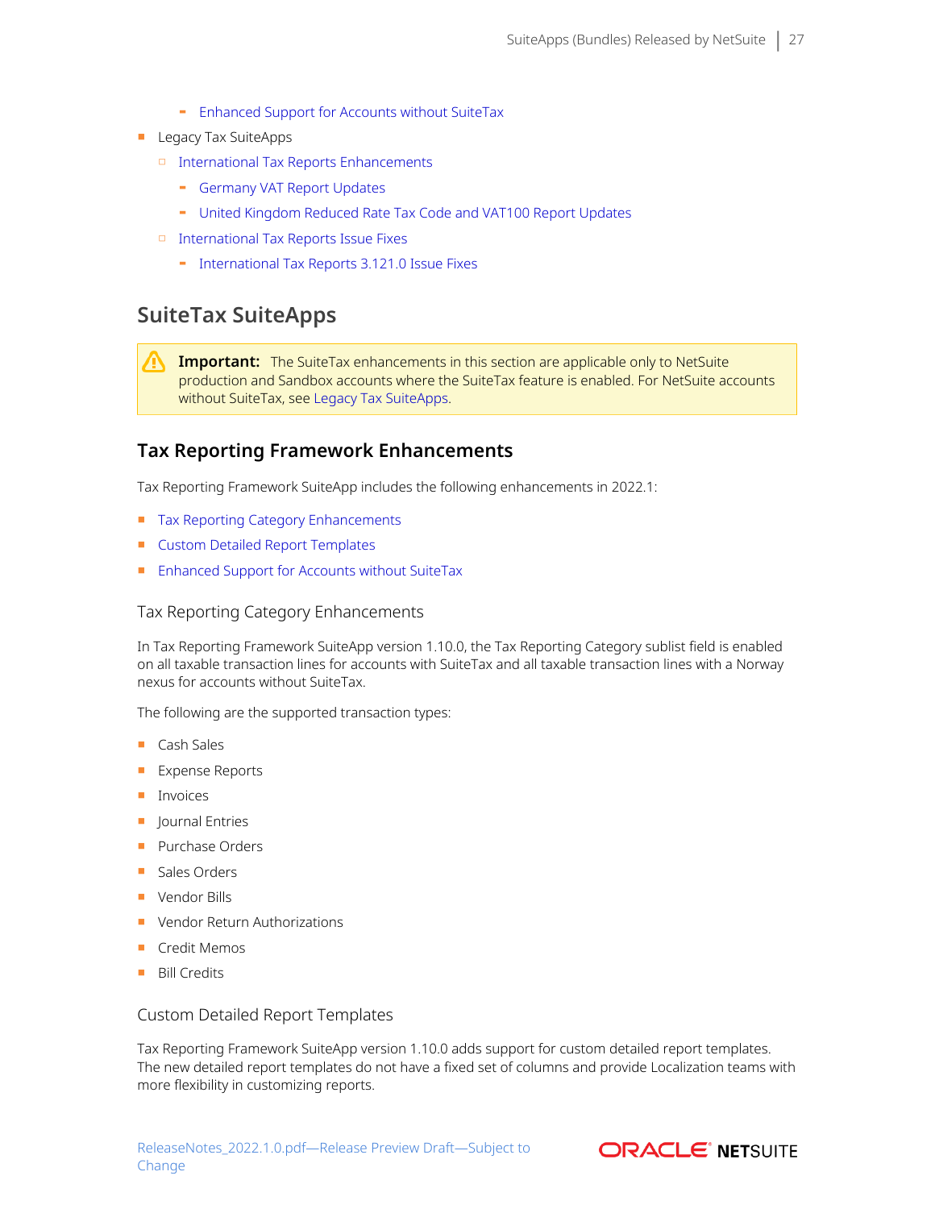- Enhanced Support for Accounts without SuiteTax
- Legacy Tax SuiteApps
    - International Tax Reports Enhancements
        - Germany VAT Report Updates
        - United Kingdom Reduced Rate Tax Code and VAT100 Report Updates
    - International Tax Reports Issue Fixes
        - International Tax Reports 3.121.0 Issue Fixes

## SuiteTax SuiteApps

> **Important:** The SuiteTax enhancements in this section are applicable only to NetSuite production and Sandbox accounts where the SuiteTax feature is enabled. For NetSuite accounts without SuiteTax, see Legacy Tax SuiteApps.

### Tax Reporting Framework Enhancements

Tax Reporting Framework SuiteApp includes the following enhancements in 2022.1:

- Tax Reporting Category Enhancements
- Custom Detailed Report Templates
- Enhanced Support for Accounts without SuiteTax

#### Tax Reporting Category Enhancements

In Tax Reporting Framework SuiteApp version 1.10.0, the Tax Reporting Category sublist field is enabled on all taxable transaction lines for accounts with SuiteTax and all taxable transaction lines with a Norway nexus for accounts without SuiteTax.

The following are the supported transaction types:

- Cash Sales
- Expense Reports
- Invoices
- Journal Entries
- Purchase Orders
- Sales Orders
- Vendor Bills
- Vendor Return Authorizations
- Credit Memos
- Bill Credits

#### Custom Detailed Report Templates

Tax Reporting Framework SuiteApp version 1.10.0 adds support for custom detailed report templates. The new detailed report templates do not have a fixed set of columns and provide Localization teams with more flexibility in customizing reports.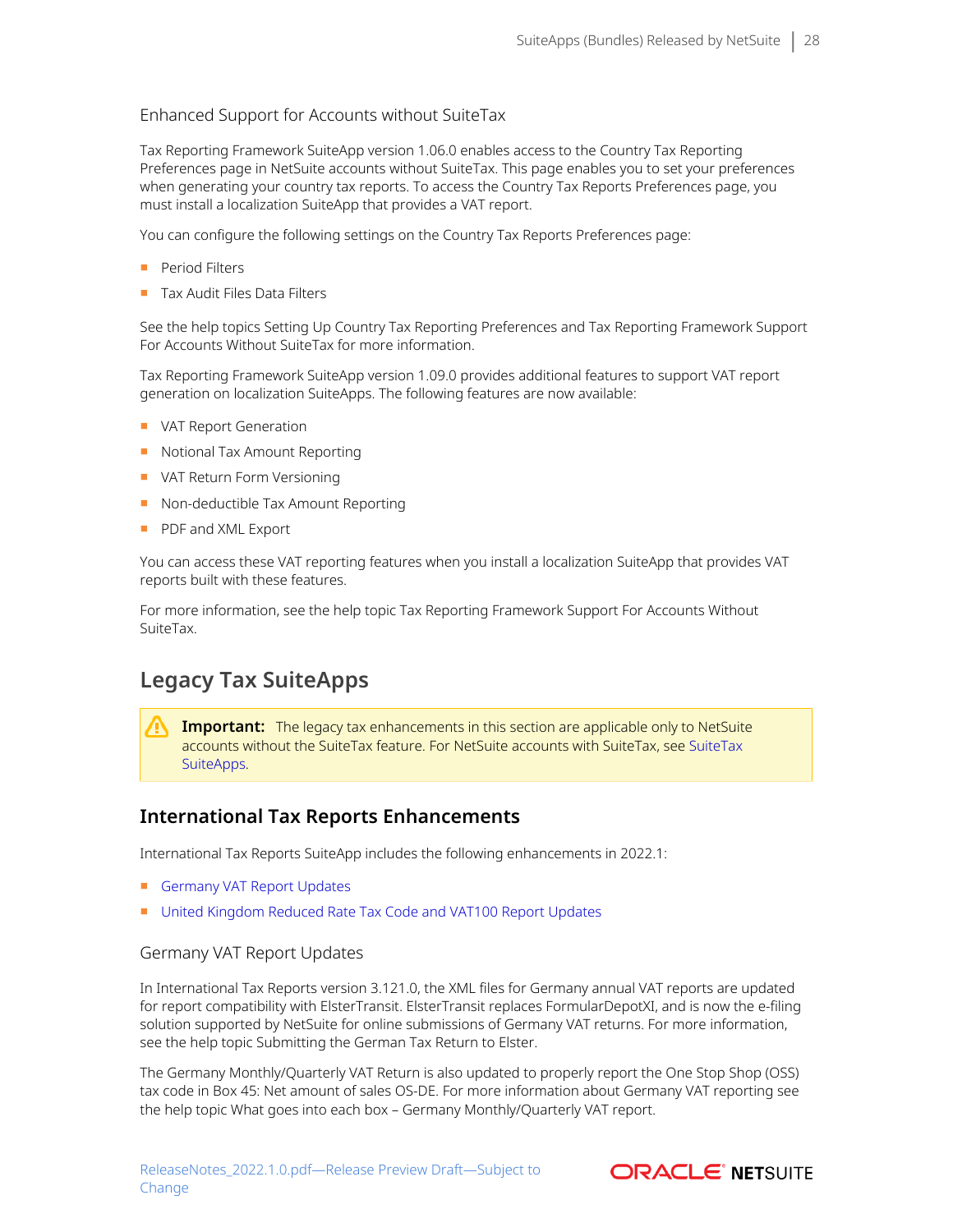### Enhanced Support for Accounts without SuiteTax

Tax Reporting Framework SuiteApp version 1.06.0 enables access to the Country Tax Reporting Preferences page in NetSuite accounts without SuiteTax. This page enables you to set your preferences when generating your country tax reports. To access the Country Tax Reports Preferences page, you must install a localization SuiteApp that provides a VAT report.

You can configure the following settings on the Country Tax Reports Preferences page:

- Period Filters
- Tax Audit Files Data Filters

See the help topics Setting Up Country Tax Reporting Preferences and Tax Reporting Framework Support For Accounts Without SuiteTax for more information.

Tax Reporting Framework SuiteApp version 1.09.0 provides additional features to support VAT report generation on localization SuiteApps. The following features are now available:

- VAT Report Generation
- Notional Tax Amount Reporting
- VAT Return Form Versioning
- Non-deductible Tax Amount Reporting
- PDF and XML Export

You can access these VAT reporting features when you install a localization SuiteApp that provides VAT reports built with these features.

For more information, see the help topic Tax Reporting Framework Support For Accounts Without SuiteTax.

## Legacy Tax SuiteApps

> **Important:** The legacy tax enhancements in this section are applicable only to NetSuite accounts without the SuiteTax feature. For NetSuite accounts with SuiteTax, see SuiteTax SuiteApps.

## International Tax Reports Enhancements

International Tax Reports SuiteApp includes the following enhancements in 2022.1:

- Germany VAT Report Updates
- United Kingdom Reduced Rate Tax Code and VAT100 Report Updates

### Germany VAT Report Updates

In International Tax Reports version 3.121.0, the XML files for Germany annual VAT reports are updated for report compatibility with ElsterTransit. ElsterTransit replaces FormularDepotXI, and is now the e-filing solution supported by NetSuite for online submissions of Germany VAT returns. For more information, see the help topic Submitting the German Tax Return to Elster.

The Germany Monthly/Quarterly VAT Return is also updated to properly report the One Stop Shop (OSS) tax code in Box 45: Net amount of sales OS-DE. For more information about Germany VAT reporting see the help topic What goes into each box – Germany Monthly/Quarterly VAT report.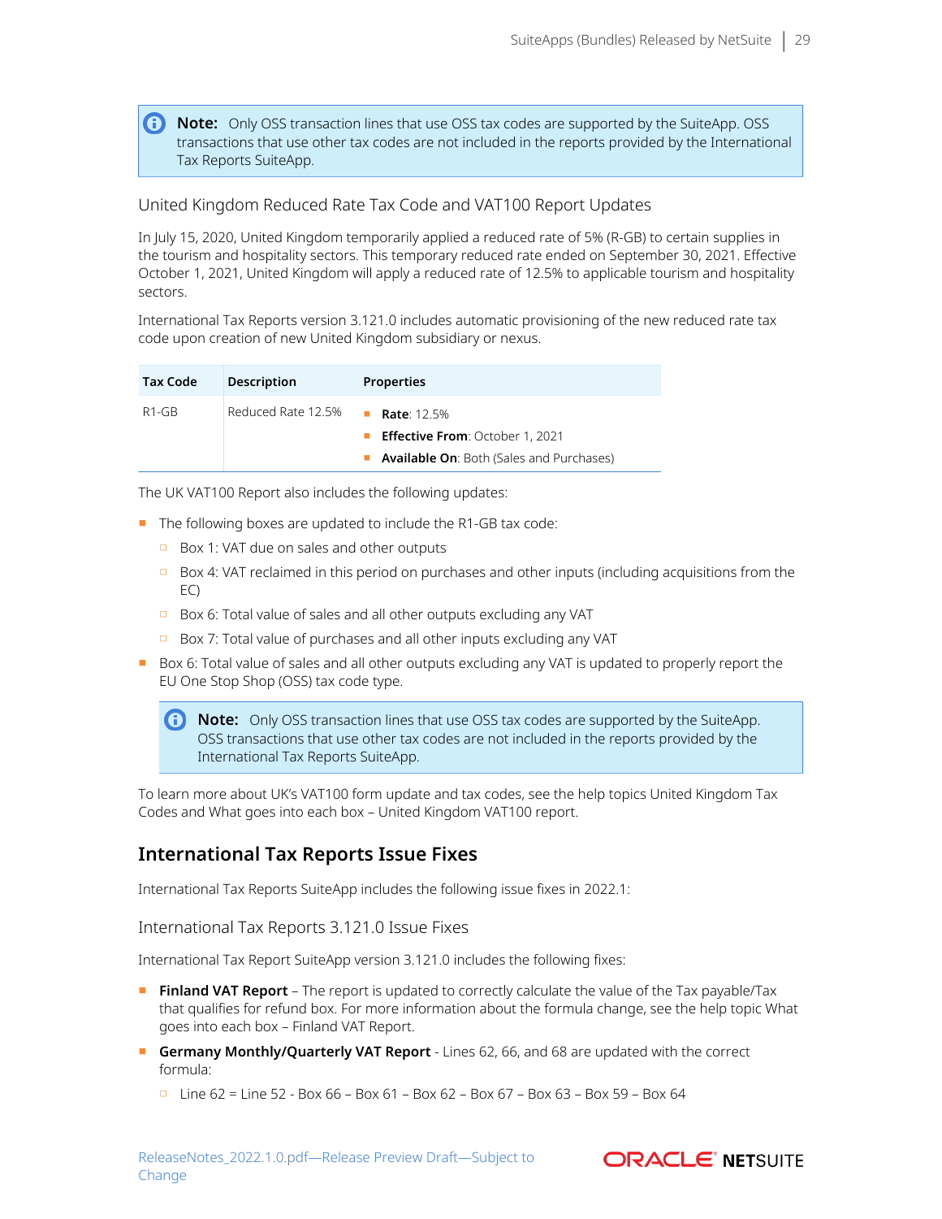> **Note:** Only OSS transaction lines that use OSS tax codes are supported by the SuiteApp. OSS transactions that use other tax codes are not included in the reports provided by the International Tax Reports SuiteApp.

### United Kingdom Reduced Rate Tax Code and VAT100 Report Updates

In July 15, 2020, United Kingdom temporarily applied a reduced rate of 5% (R-GB) to certain supplies in the tourism and hospitality sectors. This temporary reduced rate ended on September 30, 2021. Effective October 1, 2021, United Kingdom will apply a reduced rate of 12.5% to applicable tourism and hospitality sectors.

International Tax Reports version 3.121.0 includes automatic provisioning of the new reduced rate tax code upon creation of new United Kingdom subsidiary or nexus.

| Tax Code | Description | Properties |
|---|---|---|
| R1-GB | Reduced Rate 12.5% | **Rate**: 12.5%<br>**Effective From**: October 1, 2021<br>**Available On**: Both (Sales and Purchases) |

The UK VAT100 Report also includes the following updates:

- The following boxes are updated to include the R1-GB tax code:
  - Box 1: VAT due on sales and other outputs
  - Box 4: VAT reclaimed in this period on purchases and other inputs (including acquisitions from the EC)
  - Box 6: Total value of sales and all other outputs excluding any VAT
  - Box 7: Total value of purchases and all other inputs excluding any VAT
- Box 6: Total value of sales and all other outputs excluding any VAT is updated to properly report the EU One Stop Shop (OSS) tax code type.

  > **Note:** Only OSS transaction lines that use OSS tax codes are supported by the SuiteApp. OSS transactions that use other tax codes are not included in the reports provided by the International Tax Reports SuiteApp.

To learn more about UK's VAT100 form update and tax codes, see the help topics United Kingdom Tax Codes and What goes into each box – United Kingdom VAT100 report.

## International Tax Reports Issue Fixes

International Tax Reports SuiteApp includes the following issue fixes in 2022.1:

### International Tax Reports 3.121.0 Issue Fixes

International Tax Report SuiteApp version 3.121.0 includes the following fixes:

- **Finland VAT Report** – The report is updated to correctly calculate the value of the Tax payable/Tax that qualifies for refund box. For more information about the formula change, see the help topic What goes into each box – Finland VAT Report.
- **Germany Monthly/Quarterly VAT Report** - Lines 62, 66, and 68 are updated with the correct formula:
  - Line 62 = Line 52 - Box 66 – Box 61 – Box 62 – Box 67 – Box 63 – Box 59 – Box 64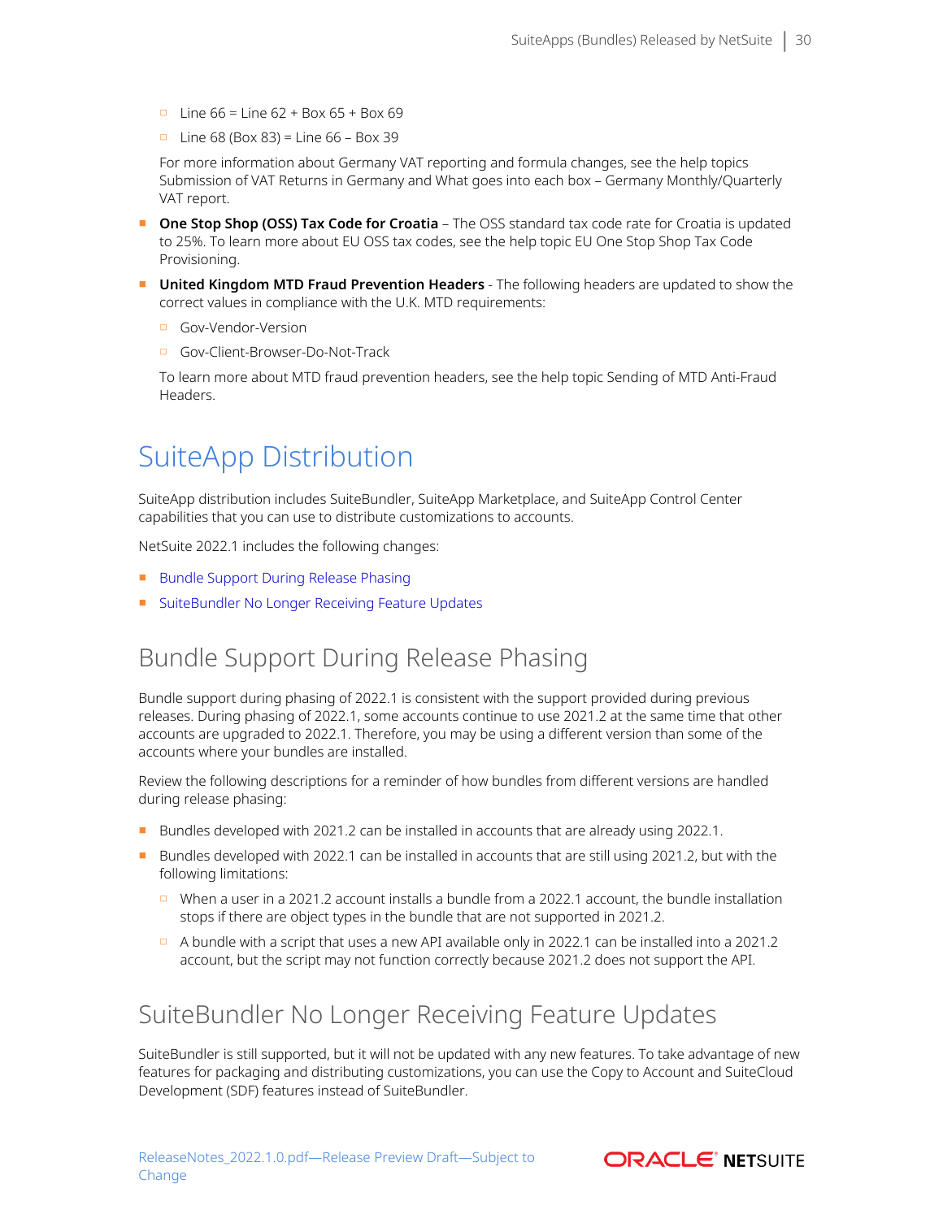- Line 66 = Line 62 + Box 65 + Box 69
    - Line 68 (Box 83) = Line 66 – Box 39

  For more information about Germany VAT reporting and formula changes, see the help topics Submission of VAT Returns in Germany and What goes into each box – Germany Monthly/Quarterly VAT report.

- **One Stop Shop (OSS) Tax Code for Croatia** – The OSS standard tax code rate for Croatia is updated to 25%. To learn more about EU OSS tax codes, see the help topic EU One Stop Shop Tax Code Provisioning.
- **United Kingdom MTD Fraud Prevention Headers** - The following headers are updated to show the correct values in compliance with the U.K. MTD requirements:
    - Gov-Vendor-Version
    - Gov-Client-Browser-Do-Not-Track

  To learn more about MTD fraud prevention headers, see the help topic Sending of MTD Anti-Fraud Headers.

# SuiteApp Distribution

SuiteApp distribution includes SuiteBundler, SuiteApp Marketplace, and SuiteApp Control Center capabilities that you can use to distribute customizations to accounts.

NetSuite 2022.1 includes the following changes:

- Bundle Support During Release Phasing
- SuiteBundler No Longer Receiving Feature Updates

## Bundle Support During Release Phasing

Bundle support during phasing of 2022.1 is consistent with the support provided during previous releases. During phasing of 2022.1, some accounts continue to use 2021.2 at the same time that other accounts are upgraded to 2022.1. Therefore, you may be using a different version than some of the accounts where your bundles are installed.

Review the following descriptions for a reminder of how bundles from different versions are handled during release phasing:

- Bundles developed with 2021.2 can be installed in accounts that are already using 2022.1.
- Bundles developed with 2022.1 can be installed in accounts that are still using 2021.2, but with the following limitations:
    - When a user in a 2021.2 account installs a bundle from a 2022.1 account, the bundle installation stops if there are object types in the bundle that are not supported in 2021.2.
    - A bundle with a script that uses a new API available only in 2022.1 can be installed into a 2021.2 account, but the script may not function correctly because 2021.2 does not support the API.

## SuiteBundler No Longer Receiving Feature Updates

SuiteBundler is still supported, but it will not be updated with any new features. To take advantage of new features for packaging and distributing customizations, you can use the Copy to Account and SuiteCloud Development (SDF) features instead of SuiteBundler.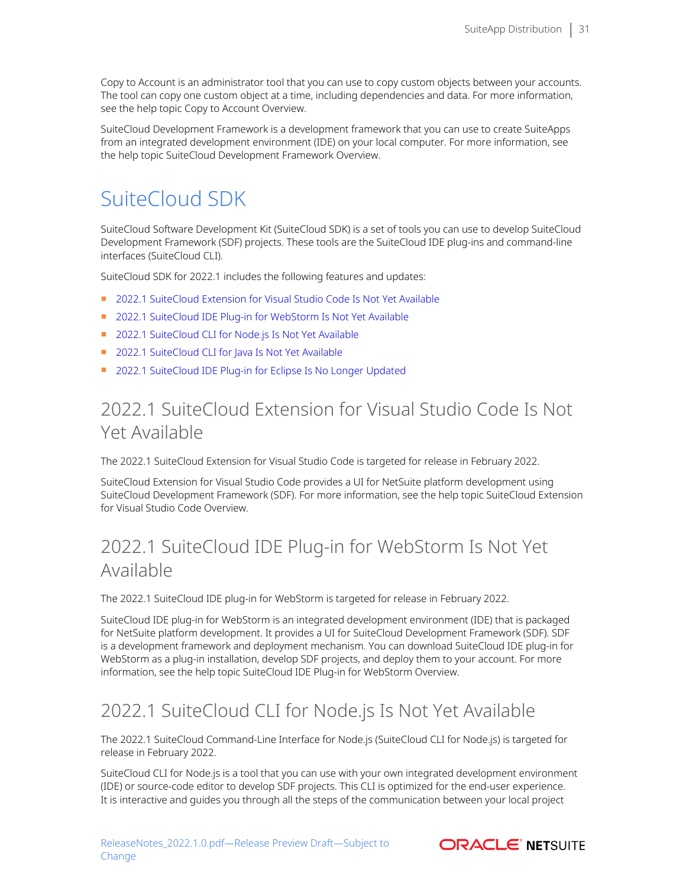Copy to Account is an administrator tool that you can use to copy custom objects between your accounts. The tool can copy one custom object at a time, including dependencies and data. For more information, see the help topic Copy to Account Overview.

SuiteCloud Development Framework is a development framework that you can use to create SuiteApps from an integrated development environment (IDE) on your local computer. For more information, see the help topic SuiteCloud Development Framework Overview.

# SuiteCloud SDK

SuiteCloud Software Development Kit (SuiteCloud SDK) is a set of tools you can use to develop SuiteCloud Development Framework (SDF) projects. These tools are the SuiteCloud IDE plug-ins and command-line interfaces (SuiteCloud CLI).

SuiteCloud SDK for 2022.1 includes the following features and updates:

- 2022.1 SuiteCloud Extension for Visual Studio Code Is Not Yet Available
- 2022.1 SuiteCloud IDE Plug-in for WebStorm Is Not Yet Available
- 2022.1 SuiteCloud CLI for Node.js Is Not Yet Available
- 2022.1 SuiteCloud CLI for Java Is Not Yet Available
- 2022.1 SuiteCloud IDE Plug-in for Eclipse Is No Longer Updated

## 2022.1 SuiteCloud Extension for Visual Studio Code Is Not Yet Available

The 2022.1 SuiteCloud Extension for Visual Studio Code is targeted for release in February 2022.

SuiteCloud Extension for Visual Studio Code provides a UI for NetSuite platform development using SuiteCloud Development Framework (SDF). For more information, see the help topic SuiteCloud Extension for Visual Studio Code Overview.

## 2022.1 SuiteCloud IDE Plug-in for WebStorm Is Not Yet Available

The 2022.1 SuiteCloud IDE plug-in for WebStorm is targeted for release in February 2022.

SuiteCloud IDE plug-in for WebStorm is an integrated development environment (IDE) that is packaged for NetSuite platform development. It provides a UI for SuiteCloud Development Framework (SDF). SDF is a development framework and deployment mechanism. You can download SuiteCloud IDE plug-in for WebStorm as a plug-in installation, develop SDF projects, and deploy them to your account. For more information, see the help topic SuiteCloud IDE Plug-in for WebStorm Overview.

## 2022.1 SuiteCloud CLI for Node.js Is Not Yet Available

The 2022.1 SuiteCloud Command-Line Interface for Node.js (SuiteCloud CLI for Node.js) is targeted for release in February 2022.

SuiteCloud CLI for Node.js is a tool that you can use with your own integrated development environment (IDE) or source-code editor to develop SDF projects. This CLI is optimized for the end-user experience. It is interactive and guides you through all the steps of the communication between your local project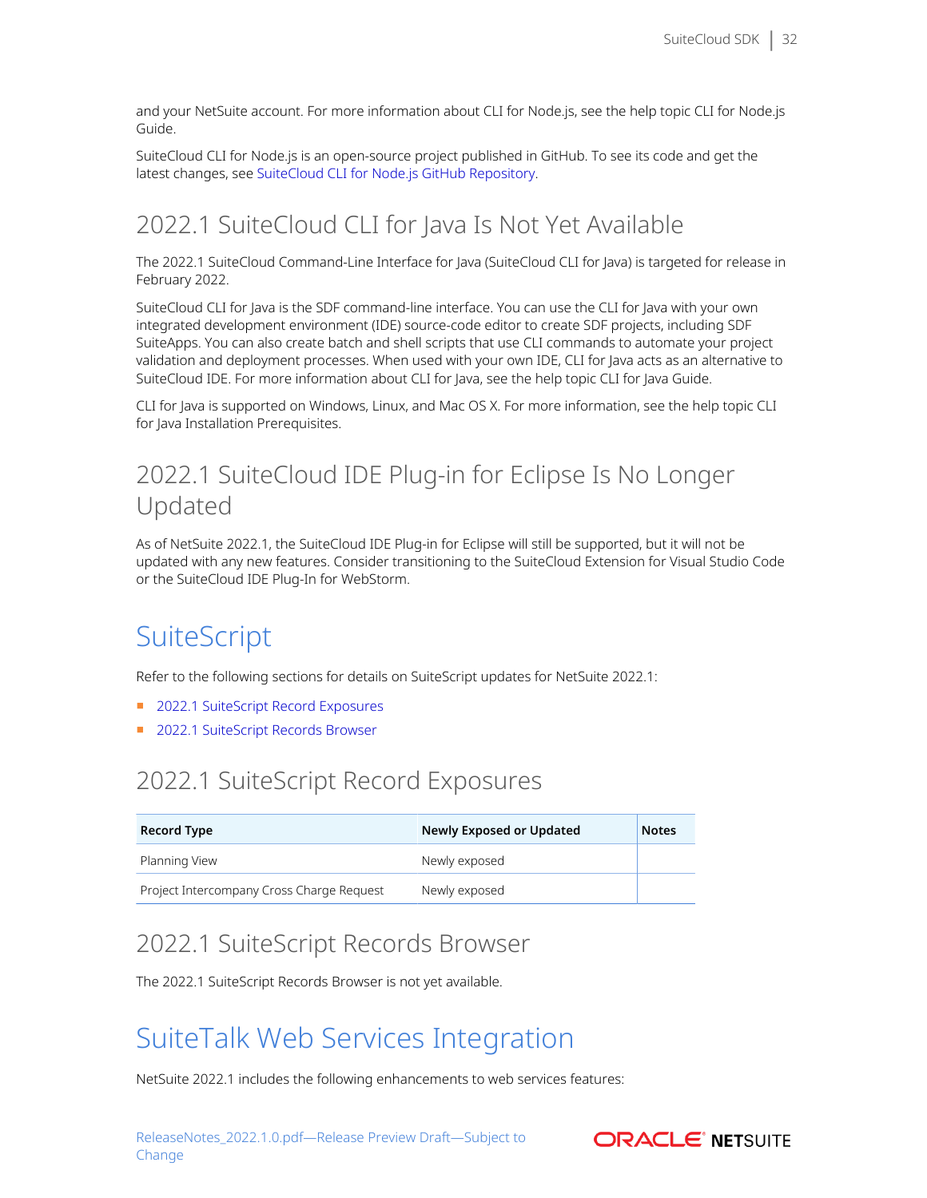and your NetSuite account. For more information about CLI for Node.js, see the help topic CLI for Node.js Guide.

SuiteCloud CLI for Node.js is an open-source project published in GitHub. To see its code and get the latest changes, see SuiteCloud CLI for Node.js GitHub Repository.

## 2022.1 SuiteCloud CLI for Java Is Not Yet Available

The 2022.1 SuiteCloud Command-Line Interface for Java (SuiteCloud CLI for Java) is targeted for release in February 2022.

SuiteCloud CLI for Java is the SDF command-line interface. You can use the CLI for Java with your own integrated development environment (IDE) source-code editor to create SDF projects, including SDF SuiteApps. You can also create batch and shell scripts that use CLI commands to automate your project validation and deployment processes. When used with your own IDE, CLI for Java acts as an alternative to SuiteCloud IDE. For more information about CLI for Java, see the help topic CLI for Java Guide.

CLI for Java is supported on Windows, Linux, and Mac OS X. For more information, see the help topic CLI for Java Installation Prerequisites.

## 2022.1 SuiteCloud IDE Plug-in for Eclipse Is No Longer Updated

As of NetSuite 2022.1, the SuiteCloud IDE Plug-in for Eclipse will still be supported, but it will not be updated with any new features. Consider transitioning to the SuiteCloud Extension for Visual Studio Code or the SuiteCloud IDE Plug-In for WebStorm.

# SuiteScript

Refer to the following sections for details on SuiteScript updates for NetSuite 2022.1:

- 2022.1 SuiteScript Record Exposures
- 2022.1 SuiteScript Records Browser

## 2022.1 SuiteScript Record Exposures

| Record Type | Newly Exposed or Updated | Notes |
|---|---|---|
| Planning View | Newly exposed | |
| Project Intercompany Cross Charge Request | Newly exposed | |

## 2022.1 SuiteScript Records Browser

The 2022.1 SuiteScript Records Browser is not yet available.

# SuiteTalk Web Services Integration

NetSuite 2022.1 includes the following enhancements to web services features: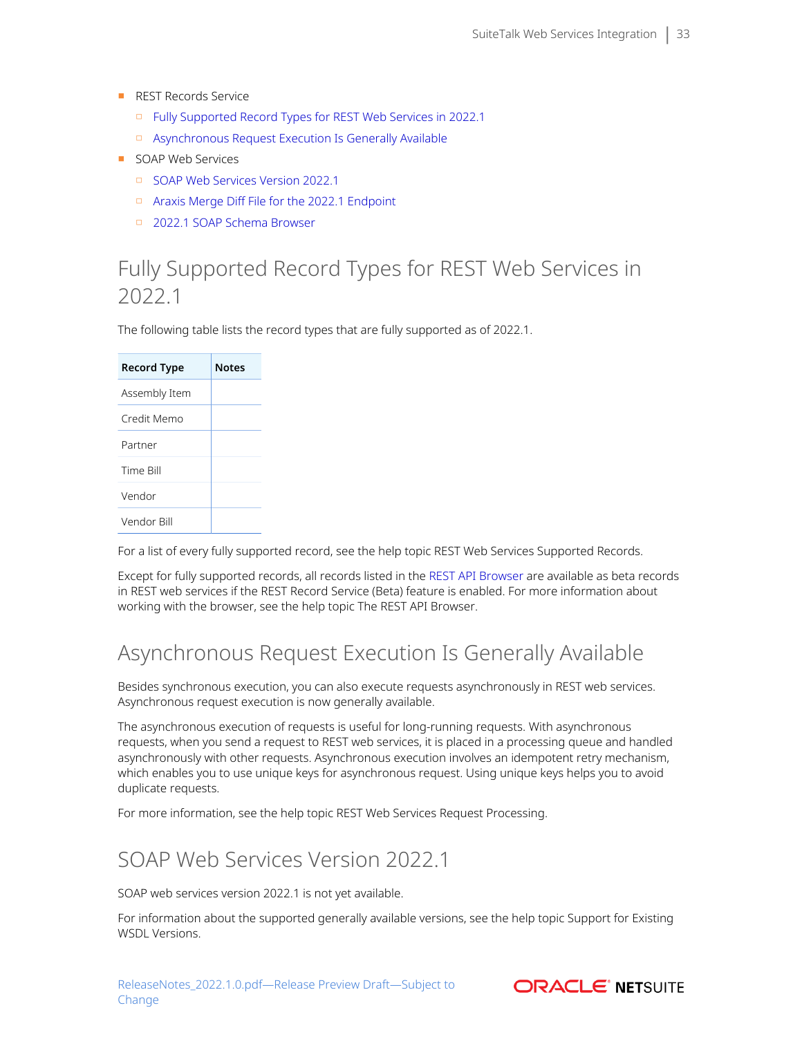- REST Records Service
  - Fully Supported Record Types for REST Web Services in 2022.1
  - Asynchronous Request Execution Is Generally Available
- SOAP Web Services
  - SOAP Web Services Version 2022.1
  - Araxis Merge Diff File for the 2022.1 Endpoint
  - 2022.1 SOAP Schema Browser

## Fully Supported Record Types for REST Web Services in 2022.1

The following table lists the record types that are fully supported as of 2022.1.

| Record Type | Notes |
|---|---|
| Assembly Item | |
| Credit Memo | |
| Partner | |
| Time Bill | |
| Vendor | |
| Vendor Bill | |

For a list of every fully supported record, see the help topic REST Web Services Supported Records.

Except for fully supported records, all records listed in the REST API Browser are available as beta records in REST web services if the REST Record Service (Beta) feature is enabled. For more information about working with the browser, see the help topic The REST API Browser.

## Asynchronous Request Execution Is Generally Available

Besides synchronous execution, you can also execute requests asynchronously in REST web services. Asynchronous request execution is now generally available.

The asynchronous execution of requests is useful for long-running requests. With asynchronous requests, when you send a request to REST web services, it is placed in a processing queue and handled asynchronously with other requests. Asynchronous execution involves an idempotent retry mechanism, which enables you to use unique keys for asynchronous request. Using unique keys helps you to avoid duplicate requests.

For more information, see the help topic REST Web Services Request Processing.

## SOAP Web Services Version 2022.1

SOAP web services version 2022.1 is not yet available.

For information about the supported generally available versions, see the help topic Support for Existing WSDL Versions.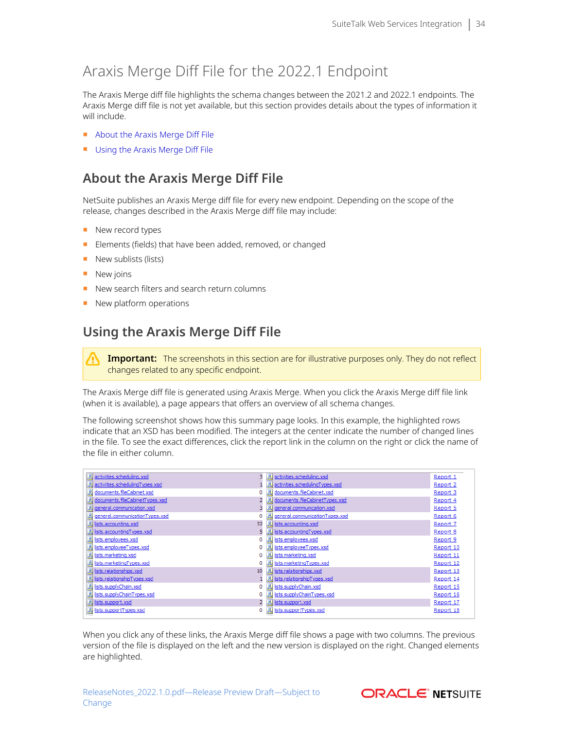# Araxis Merge Diff File for the 2022.1 Endpoint

The Araxis Merge diff file highlights the schema changes between the 2021.2 and 2022.1 endpoints. The Araxis Merge diff file is not yet available, but this section provides details about the types of information it will include.

- About the Araxis Merge Diff File
- Using the Araxis Merge Diff File

## About the Araxis Merge Diff File

NetSuite publishes an Araxis Merge diff file for every new endpoint. Depending on the scope of the release, changes described in the Araxis Merge diff file may include:

- New record types
- Elements (fields) that have been added, removed, or changed
- New sublists (lists)
- New joins
- New search filters and search return columns
- New platform operations

## Using the Araxis Merge Diff File

> **Important:** The screenshots in this section are for illustrative purposes only. They do not reflect changes related to any specific endpoint.

The Araxis Merge diff file is generated using Araxis Merge. When you click the Araxis Merge diff file link (when it is available), a page appears that offers an overview of all schema changes.

The following screenshot shows how this summary page looks. In this example, the highlighted rows indicate that an XSD has been modified. The integers at the center indicate the number of changed lines in the file. To see the exact differences, click the report link in the column on the right or click the name of the file in either column.

| | | | |
|---|---|---|---|
| activities.scheduling.xsd | 3 | activities.scheduling.xsd | Report 1 |
| activities.schedulingTypes.xsd | 1 | activities.schedulingTypes.xsd | Report 2 |
| documents.fileCabinet.xsd | 0 | documents.fileCabinet.xsd | Report 3 |
| documents.fileCabinetTypes.xsd | 2 | documents.fileCabinetTypes.xsd | Report 4 |
| general.communication.xsd | 3 | general.communication.xsd | Report 5 |
| general.communicationTypes.xsd | 0 | general.communicationTypes.xsd | Report 6 |
| lists.accounting.xsd | 32 | lists.accounting.xsd | Report 7 |
| lists.accountingTypes.xsd | 5 | lists.accountingTypes.xsd | Report 8 |
| lists.employees.xsd | 0 | lists.employees.xsd | Report 9 |
| lists.employeeTypes.xsd | 0 | lists.employeeTypes.xsd | Report 10 |
| lists.marketing.xsd | 0 | lists.marketing.xsd | Report 11 |
| lists.marketingTypes.xsd | 0 | lists.marketingTypes.xsd | Report 12 |
| lists.relationships.xsd | 10 | lists.relationships.xsd | Report 13 |
| lists.relationshipTypes.xsd | 1 | lists.relationshipTypes.xsd | Report 14 |
| lists.supplyChain.xsd | 0 | lists.supplyChain.xsd | Report 15 |
| lists.supplyChainTypes.xsd | 0 | lists.supplyChainTypes.xsd | Report 16 |
| lists.support.xsd | 2 | lists.support.xsd | Report 17 |
| lists.supportTypes.xsd | 0 | lists.supportTypes.xsd | Report 18 |

When you click any of these links, the Araxis Merge diff file shows a page with two columns. The previous version of the file is displayed on the left and the new version is displayed on the right. Changed elements are highlighted.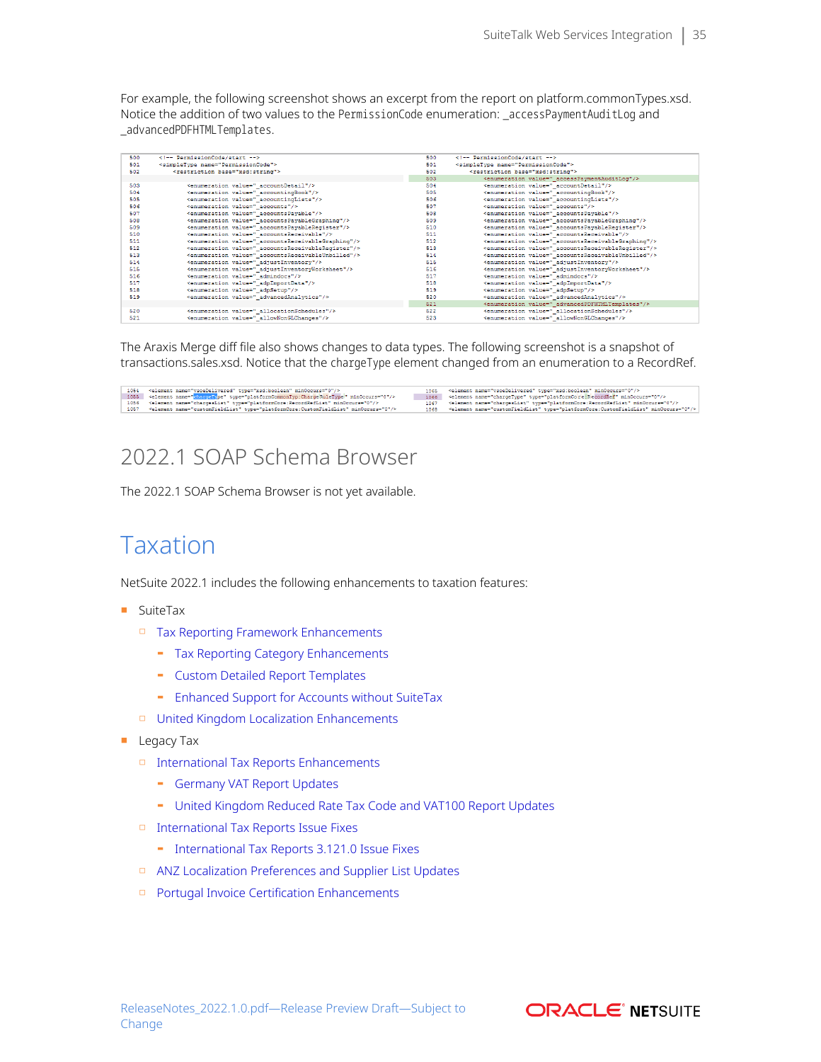For example, the following screenshot shows an excerpt from the report on platform.commonTypes.xsd. Notice the addition of two values to the PermissionCode enumeration: _accessPaymentAuditLog and _advancedPDFHTMLTemplates.

The Araxis Merge diff file also shows changes to data types. The following screenshot is a snapshot of transactions.sales.xsd. Notice that the chargeType element changed from an enumeration to a RecordRef.

## 2022.1 SOAP Schema Browser

The 2022.1 SOAP Schema Browser is not yet available.

# Taxation

NetSuite 2022.1 includes the following enhancements to taxation features:

- SuiteTax
  - Tax Reporting Framework Enhancements
    - Tax Reporting Category Enhancements
    - Custom Detailed Report Templates
    - Enhanced Support for Accounts without SuiteTax
  - United Kingdom Localization Enhancements
- Legacy Tax
  - International Tax Reports Enhancements
    - Germany VAT Report Updates
    - United Kingdom Reduced Rate Tax Code and VAT100 Report Updates
  - International Tax Reports Issue Fixes
    - International Tax Reports 3.121.0 Issue Fixes
  - ANZ Localization Preferences and Supplier List Updates
  - Portugal Invoice Certification Enhancements